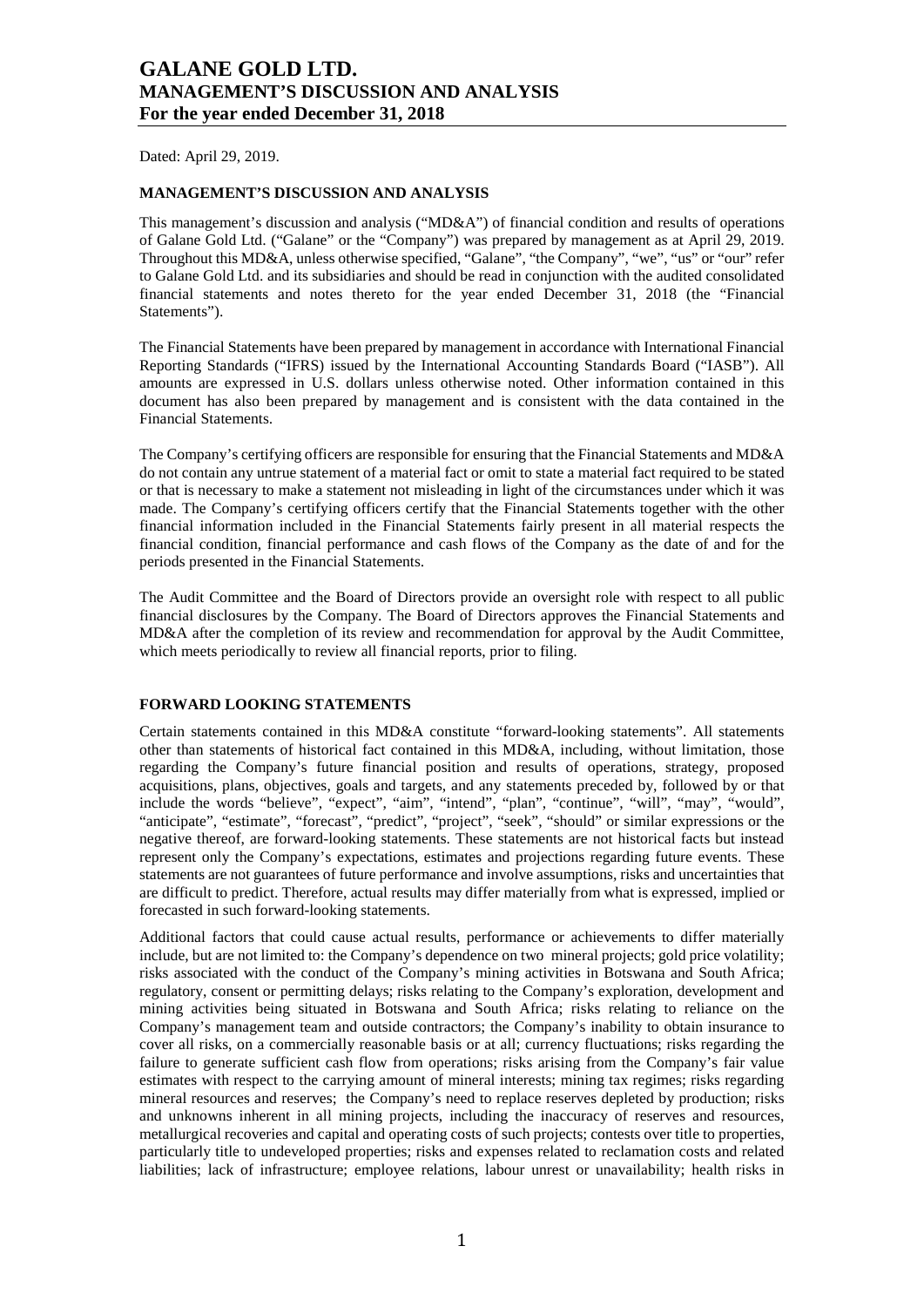# GALANE GOLD LTD.
# MANAGEMENT'S DISCUSSION AND ANALYSIS
# For the year ended December 31, 2018

Dated: April 29, 2019.

## MANAGEMENT'S DISCUSSION AND ANALYSIS

This management's discussion and analysis ("MD&A") of financial condition and results of operations of Galane Gold Ltd. ("Galane" or the "Company") was prepared by management as at April 29, 2019. Throughout this MD&A, unless otherwise specified, "Galane", "the Company", "we", "us" or "our" refer to Galane Gold Ltd. and its subsidiaries and should be read in conjunction with the audited consolidated financial statements and notes thereto for the year ended December 31, 2018 (the "Financial Statements").

The Financial Statements have been prepared by management in accordance with International Financial Reporting Standards ("IFRS") issued by the International Accounting Standards Board ("IASB"). All amounts are expressed in U.S. dollars unless otherwise noted. Other information contained in this document has also been prepared by management and is consistent with the data contained in the Financial Statements.

The Company's certifying officers are responsible for ensuring that the Financial Statements and MD&A do not contain any untrue statement of a material fact or omit to state a material fact required to be stated or that is necessary to make a statement not misleading in light of the circumstances under which it was made. The Company's certifying officers certify that the Financial Statements together with the other financial information included in the Financial Statements fairly present in all material respects the financial condition, financial performance and cash flows of the Company as the date of and for the periods presented in the Financial Statements.

The Audit Committee and the Board of Directors provide an oversight role with respect to all public financial disclosures by the Company. The Board of Directors approves the Financial Statements and MD&A after the completion of its review and recommendation for approval by the Audit Committee, which meets periodically to review all financial reports, prior to filing.

## FORWARD LOOKING STATEMENTS

Certain statements contained in this MD&A constitute "forward-looking statements". All statements other than statements of historical fact contained in this MD&A, including, without limitation, those regarding the Company's future financial position and results of operations, strategy, proposed acquisitions, plans, objectives, goals and targets, and any statements preceded by, followed by or that include the words "believe", "expect", "aim", "intend", "plan", "continue", "will", "may", "would", "anticipate", "estimate", "forecast", "predict", "project", "seek", "should" or similar expressions or the negative thereof, are forward-looking statements. These statements are not historical facts but instead represent only the Company's expectations, estimates and projections regarding future events. These statements are not guarantees of future performance and involve assumptions, risks and uncertainties that are difficult to predict. Therefore, actual results may differ materially from what is expressed, implied or forecasted in such forward-looking statements.

Additional factors that could cause actual results, performance or achievements to differ materially include, but are not limited to: the Company's dependence on two mineral projects; gold price volatility; risks associated with the conduct of the Company's mining activities in Botswana and South Africa; regulatory, consent or permitting delays; risks relating to the Company's exploration, development and mining activities being situated in Botswana and South Africa; risks relating to reliance on the Company's management team and outside contractors; the Company's inability to obtain insurance to cover all risks, on a commercially reasonable basis or at all; currency fluctuations; risks regarding the failure to generate sufficient cash flow from operations; risks arising from the Company's fair value estimates with respect to the carrying amount of mineral interests; mining tax regimes; risks regarding mineral resources and reserves; the Company's need to replace reserves depleted by production; risks and unknowns inherent in all mining projects, including the inaccuracy of reserves and resources, metallurgical recoveries and capital and operating costs of such projects; contests over title to properties, particularly title to undeveloped properties; risks and expenses related to reclamation costs and related liabilities; lack of infrastructure; employee relations, labour unrest or unavailability; health risks in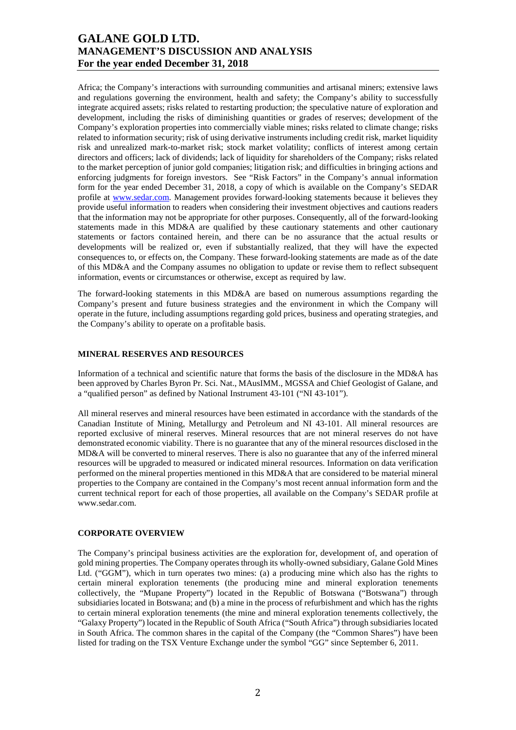Africa; the Company's interactions with surrounding communities and artisanal miners; extensive laws and regulations governing the environment, health and safety; the Company's ability to successfully integrate acquired assets; risks related to restarting production; the speculative nature of exploration and development, including the risks of diminishing quantities or grades of reserves; development of the Company's exploration properties into commercially viable mines; risks related to climate change; risks related to information security; risk of using derivative instruments including credit risk, market liquidity risk and unrealized mark-to-market risk; stock market volatility; conflicts of interest among certain directors and officers; lack of dividends; lack of liquidity for shareholders of the Company; risks related to the market perception of junior gold companies; litigation risk; and difficulties in bringing actions and enforcing judgments for foreign investors. See "Risk Factors" in the Company's annual information form for the year ended December 31, 2018, a copy of which is available on the Company's SEDAR profile at www.sedar.com. Management provides forward-looking statements because it believes they provide useful information to readers when considering their investment objectives and cautions readers that the information may not be appropriate for other purposes. Consequently, all of the forward-looking statements made in this MD&A are qualified by these cautionary statements and other cautionary statements or factors contained herein, and there can be no assurance that the actual results or developments will be realized or, even if substantially realized, that they will have the expected consequences to, or effects on, the Company. These forward-looking statements are made as of the date of this MD&A and the Company assumes no obligation to update or revise them to reflect subsequent information, events or circumstances or otherwise, except as required by law.

The forward-looking statements in this MD&A are based on numerous assumptions regarding the Company's present and future business strategies and the environment in which the Company will operate in the future, including assumptions regarding gold prices, business and operating strategies, and the Company's ability to operate on a profitable basis.

## MINERAL RESERVES AND RESOURCES

Information of a technical and scientific nature that forms the basis of the disclosure in the MD&A has been approved by Charles Byron Pr. Sci. Nat., MAusIMM., MGSSA and Chief Geologist of Galane, and a "qualified person" as defined by National Instrument 43-101 ("NI 43-101").

All mineral reserves and mineral resources have been estimated in accordance with the standards of the Canadian Institute of Mining, Metallurgy and Petroleum and NI 43-101. All mineral resources are reported exclusive of mineral reserves. Mineral resources that are not mineral reserves do not have demonstrated economic viability. There is no guarantee that any of the mineral resources disclosed in the MD&A will be converted to mineral reserves. There is also no guarantee that any of the inferred mineral resources will be upgraded to measured or indicated mineral resources. Information on data verification performed on the mineral properties mentioned in this MD&A that are considered to be material mineral properties to the Company are contained in the Company's most recent annual information form and the current technical report for each of those properties, all available on the Company's SEDAR profile at www.sedar.com.

## CORPORATE OVERVIEW

The Company's principal business activities are the exploration for, development of, and operation of gold mining properties. The Company operates through its wholly-owned subsidiary, Galane Gold Mines Ltd. ("GGM"), which in turn operates two mines: (a) a producing mine which also has the rights to certain mineral exploration tenements (the producing mine and mineral exploration tenements collectively, the "Mupane Property") located in the Republic of Botswana ("Botswana") through subsidiaries located in Botswana; and (b) a mine in the process of refurbishment and which has the rights to certain mineral exploration tenements (the mine and mineral exploration tenements collectively, the "Galaxy Property") located in the Republic of South Africa ("South Africa") through subsidiaries located in South Africa. The common shares in the capital of the Company (the "Common Shares") have been listed for trading on the TSX Venture Exchange under the symbol "GG" since September 6, 2011.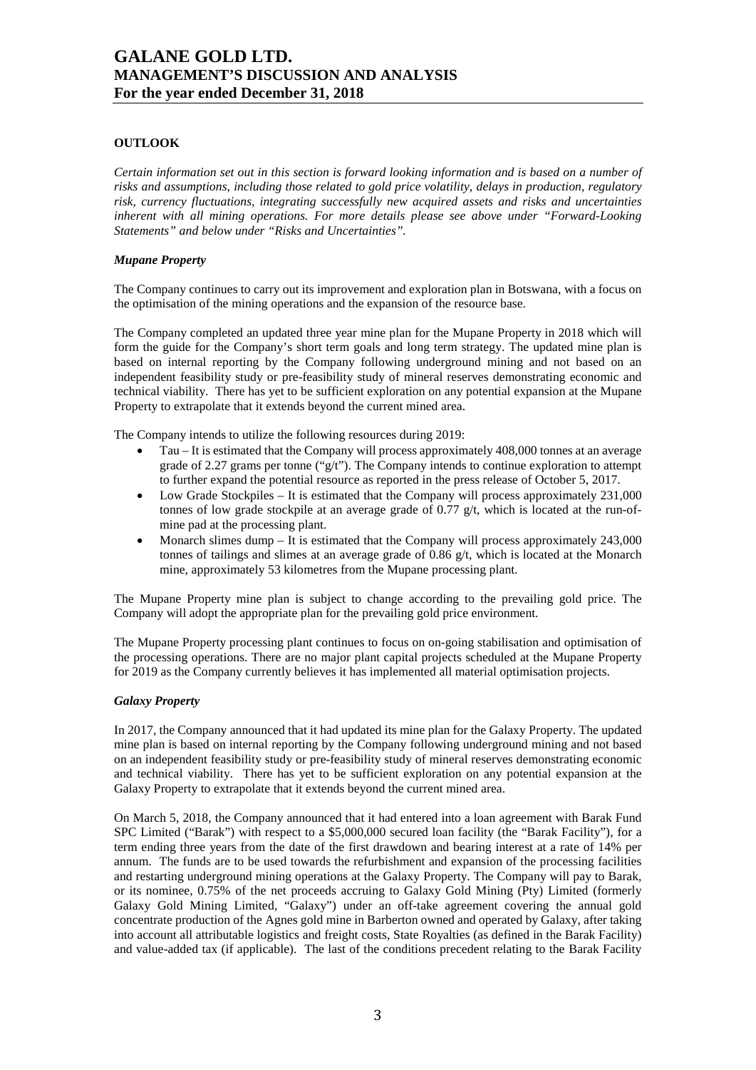## OUTLOOK

*Certain information set out in this section is forward looking information and is based on a number of risks and assumptions, including those related to gold price volatility, delays in production, regulatory risk, currency fluctuations, integrating successfully new acquired assets and risks and uncertainties inherent with all mining operations. For more details please see above under "Forward-Looking Statements" and below under "Risks and Uncertainties".*

### *Mupane Property*

The Company continues to carry out its improvement and exploration plan in Botswana, with a focus on the optimisation of the mining operations and the expansion of the resource base.

The Company completed an updated three year mine plan for the Mupane Property in 2018 which will form the guide for the Company's short term goals and long term strategy. The updated mine plan is based on internal reporting by the Company following underground mining and not based on an independent feasibility study or pre-feasibility study of mineral reserves demonstrating economic and technical viability. There has yet to be sufficient exploration on any potential expansion at the Mupane Property to extrapolate that it extends beyond the current mined area.

The Company intends to utilize the following resources during 2019:

- Tau – It is estimated that the Company will process approximately 408,000 tonnes at an average grade of 2.27 grams per tonne ("g/t"). The Company intends to continue exploration to attempt to further expand the potential resource as reported in the press release of October 5, 2017.
- Low Grade Stockpiles – It is estimated that the Company will process approximately 231,000 tonnes of low grade stockpile at an average grade of 0.77 g/t, which is located at the run-of-mine pad at the processing plant.
- Monarch slimes dump – It is estimated that the Company will process approximately 243,000 tonnes of tailings and slimes at an average grade of 0.86 g/t, which is located at the Monarch mine, approximately 53 kilometres from the Mupane processing plant.

The Mupane Property mine plan is subject to change according to the prevailing gold price. The Company will adopt the appropriate plan for the prevailing gold price environment.

The Mupane Property processing plant continues to focus on on-going stabilisation and optimisation of the processing operations. There are no major plant capital projects scheduled at the Mupane Property for 2019 as the Company currently believes it has implemented all material optimisation projects.

### *Galaxy Property*

In 2017, the Company announced that it had updated its mine plan for the Galaxy Property. The updated mine plan is based on internal reporting by the Company following underground mining and not based on an independent feasibility study or pre-feasibility study of mineral reserves demonstrating economic and technical viability. There has yet to be sufficient exploration on any potential expansion at the Galaxy Property to extrapolate that it extends beyond the current mined area.

On March 5, 2018, the Company announced that it had entered into a loan agreement with Barak Fund SPC Limited ("Barak") with respect to a $5,000,000 secured loan facility (the "Barak Facility"), for a term ending three years from the date of the first drawdown and bearing interest at a rate of 14% per annum. The funds are to be used towards the refurbishment and expansion of the processing facilities and restarting underground mining operations at the Galaxy Property. The Company will pay to Barak, or its nominee, 0.75% of the net proceeds accruing to Galaxy Gold Mining (Pty) Limited (formerly Galaxy Gold Mining Limited, "Galaxy") under an off-take agreement covering the annual gold concentrate production of the Agnes gold mine in Barberton owned and operated by Galaxy, after taking into account all attributable logistics and freight costs, State Royalties (as defined in the Barak Facility) and value-added tax (if applicable). The last of the conditions precedent relating to the Barak Facility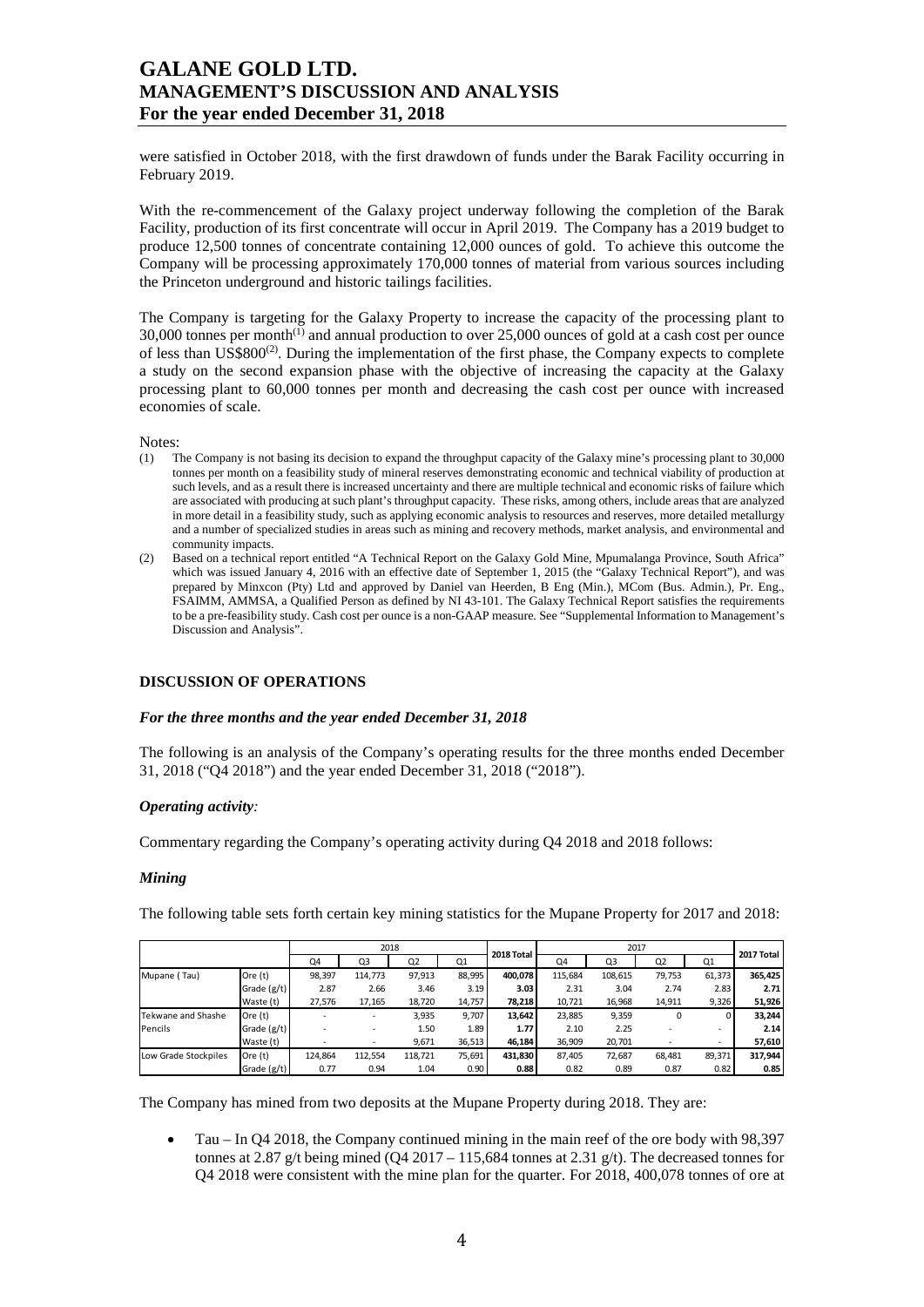were satisfied in October 2018, with the first drawdown of funds under the Barak Facility occurring in February 2019.

With the re-commencement of the Galaxy project underway following the completion of the Barak Facility, production of its first concentrate will occur in April 2019. The Company has a 2019 budget to produce 12,500 tonnes of concentrate containing 12,000 ounces of gold. To achieve this outcome the Company will be processing approximately 170,000 tonnes of material from various sources including the Princeton underground and historic tailings facilities.

The Company is targeting for the Galaxy Property to increase the capacity of the processing plant to 30,000 tonnes per month[(1)] and annual production to over 25,000 ounces of gold at a cash cost per ounce of less than US$800[(2)]. During the implementation of the first phase, the Company expects to complete a study on the second expansion phase with the objective of increasing the capacity at the Galaxy processing plant to 60,000 tonnes per month and decreasing the cash cost per ounce with increased economies of scale.

Notes:

(1) The Company is not basing its decision to expand the throughput capacity of the Galaxy mine's processing plant to 30,000 tonnes per month on a feasibility study of mineral reserves demonstrating economic and technical viability of production at such levels, and as a result there is increased uncertainty and there are multiple technical and economic risks of failure which are associated with producing at such plant's throughput capacity. These risks, among others, include areas that are analyzed in more detail in a feasibility study, such as applying economic analysis to resources and reserves, more detailed metallurgy and a number of specialized studies in areas such as mining and recovery methods, market analysis, and environmental and community impacts.

(2) Based on a technical report entitled "A Technical Report on the Galaxy Gold Mine, Mpumalanga Province, South Africa" which was issued January 4, 2016 with an effective date of September 1, 2015 (the "Galaxy Technical Report"), and was prepared by Minxcon (Pty) Ltd and approved by Daniel van Heerden, B Eng (Min.), MCom (Bus. Admin.), Pr. Eng., FSAIMM, AMMSA, a Qualified Person as defined by NI 43-101. The Galaxy Technical Report satisfies the requirements to be a pre-feasibility study. Cash cost per ounce is a non-GAAP measure. See "Supplemental Information to Management's Discussion and Analysis".

## DISCUSSION OF OPERATIONS

### *For the three months and the year ended December 31, 2018*

The following is an analysis of the Company's operating results for the three months ended December 31, 2018 ("Q4 2018") and the year ended December 31, 2018 ("2018").

### *Operating activity:*

Commentary regarding the Company's operating activity during Q4 2018 and 2018 follows:

### *Mining*

The following table sets forth certain key mining statistics for the Mupane Property for 2017 and 2018:

| | | 2018 | | | | 2018 Total | 2017 | | | | 2017 Total |
|---|---|---|---|---|---|---|---|---|---|---|---|
| | | Q4 | Q3 | Q2 | Q1 | | Q4 | Q3 | Q2 | Q1 | |
| Mupane ( Tau) | Ore (t) | 98,397 | 114,773 | 97,913 | 88,995 | **400,078** | 115,684 | 108,615 | 79,753 | 61,373 | **365,425** |
| | Grade (g/t) | 2.87 | 2.66 | 3.46 | 3.19 | **3.03** | 2.31 | 3.04 | 2.74 | 2.83 | **2.71** |
| | Waste (t) | 27,576 | 17,165 | 18,720 | 14,757 | **78,218** | 10,721 | 16,968 | 14,911 | 9,326 | **51,926** |
| Tekwane and Shashe Pencils | Ore (t) | - | - | 3,935 | 9,707 | **13,642** | 23,885 | 9,359 | 0 | 0 | **33,244** |
| | Grade (g/t) | - | - | 1.50 | 1.89 | **1.77** | 2.10 | 2.25 | - | - | **2.14** |
| | Waste (t) | - | - | 9,671 | 36,513 | **46,184** | 36,909 | 20,701 | - | - | **57,610** |
| Low Grade Stockpiles | Ore (t) | 124,864 | 112,554 | 118,721 | 75,691 | **431,830** | 87,405 | 72,687 | 68,481 | 89,371 | **317,944** |
| | Grade (g/t) | 0.77 | 0.94 | 1.04 | 0.90 | **0.88** | 0.82 | 0.89 | 0.87 | 0.82 | **0.85** |

The Company has mined from two deposits at the Mupane Property during 2018. They are:

- Tau – In Q4 2018, the Company continued mining in the main reef of the ore body with 98,397 tonnes at 2.87 g/t being mined (Q4 2017 – 115,684 tonnes at 2.31 g/t). The decreased tonnes for Q4 2018 were consistent with the mine plan for the quarter. For 2018, 400,078 tonnes of ore at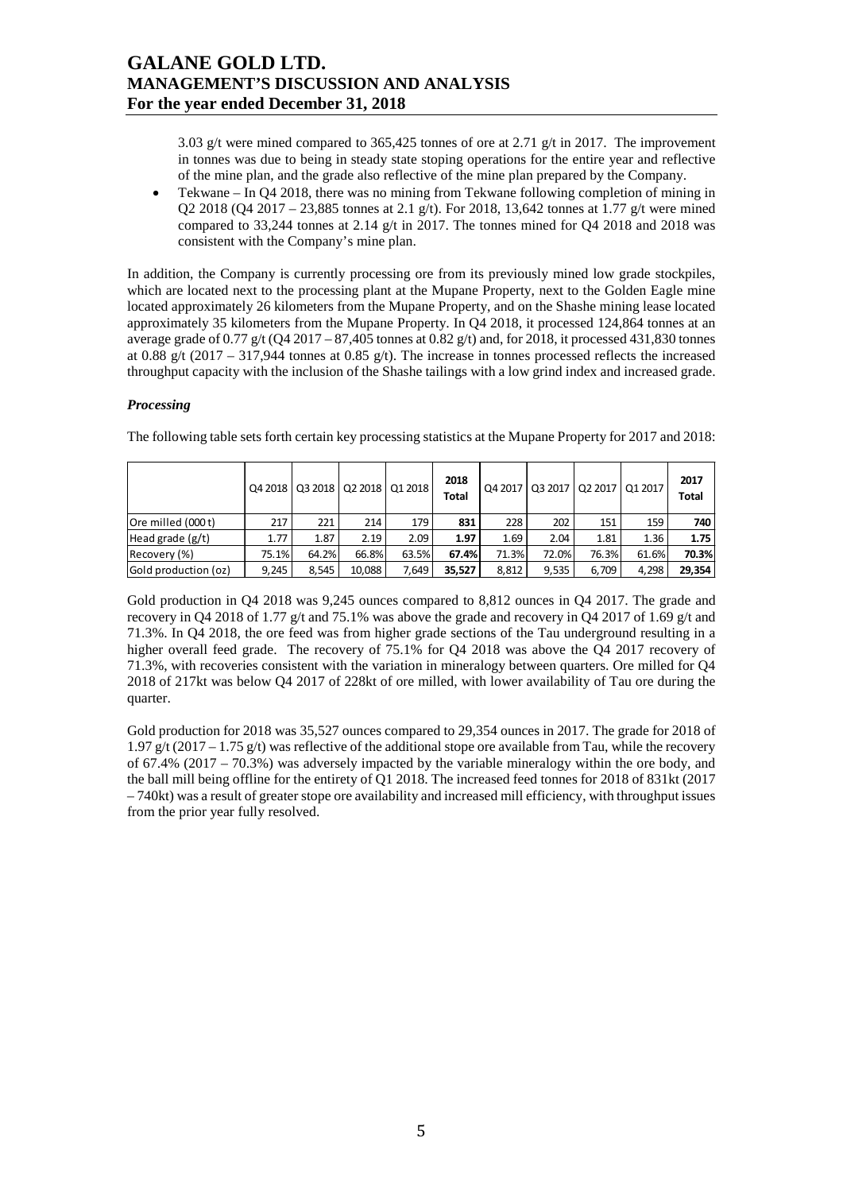3.03 g/t were mined compared to 365,425 tonnes of ore at 2.71 g/t in 2017. The improvement in tonnes was due to being in steady state stoping operations for the entire year and reflective of the mine plan, and the grade also reflective of the mine plan prepared by the Company.

- Tekwane – In Q4 2018, there was no mining from Tekwane following completion of mining in Q2 2018 (Q4 2017 – 23,885 tonnes at 2.1 g/t). For 2018, 13,642 tonnes at 1.77 g/t were mined compared to 33,244 tonnes at 2.14 g/t in 2017. The tonnes mined for Q4 2018 and 2018 was consistent with the Company's mine plan.

In addition, the Company is currently processing ore from its previously mined low grade stockpiles, which are located next to the processing plant at the Mupane Property, next to the Golden Eagle mine located approximately 26 kilometers from the Mupane Property, and on the Shashe mining lease located approximately 35 kilometers from the Mupane Property. In Q4 2018, it processed 124,864 tonnes at an average grade of 0.77 g/t (Q4 2017 – 87,405 tonnes at 0.82 g/t) and, for 2018, it processed 431,830 tonnes at 0.88 g/t (2017 – 317,944 tonnes at 0.85 g/t). The increase in tonnes processed reflects the increased throughput capacity with the inclusion of the Shashe tailings with a low grind index and increased grade.

### *Processing*

The following table sets forth certain key processing statistics at the Mupane Property for 2017 and 2018:

| | Q4 2018 | Q3 2018 | Q2 2018 | Q1 2018 | 2018 Total | Q4 2017 | Q3 2017 | Q2 2017 | Q1 2017 | 2017 Total |
|---|---|---|---|---|---|---|---|---|---|---|
| Ore milled (000 t) | 217 | 221 | 214 | 179 | **831** | 228 | 202 | 151 | 159 | **740** |
| Head grade (g/t) | 1.77 | 1.87 | 2.19 | 2.09 | **1.97** | 1.69 | 2.04 | 1.81 | 1.36 | **1.75** |
| Recovery (%) | 75.1% | 64.2% | 66.8% | 63.5% | **67.4%** | 71.3% | 72.0% | 76.3% | 61.6% | **70.3%** |
| Gold production (oz) | 9,245 | 8,545 | 10,088 | 7,649 | **35,527** | 8,812 | 9,535 | 6,709 | 4,298 | **29,354** |

Gold production in Q4 2018 was 9,245 ounces compared to 8,812 ounces in Q4 2017. The grade and recovery in Q4 2018 of 1.77 g/t and 75.1% was above the grade and recovery in Q4 2017 of 1.69 g/t and 71.3%. In Q4 2018, the ore feed was from higher grade sections of the Tau underground resulting in a higher overall feed grade. The recovery of 75.1% for Q4 2018 was above the Q4 2017 recovery of 71.3%, with recoveries consistent with the variation in mineralogy between quarters. Ore milled for Q4 2018 of 217kt was below Q4 2017 of 228kt of ore milled, with lower availability of Tau ore during the quarter.

Gold production for 2018 was 35,527 ounces compared to 29,354 ounces in 2017. The grade for 2018 of 1.97 g/t (2017 – 1.75 g/t) was reflective of the additional stope ore available from Tau, while the recovery of 67.4% (2017 – 70.3%) was adversely impacted by the variable mineralogy within the ore body, and the ball mill being offline for the entirety of Q1 2018. The increased feed tonnes for 2018 of 831kt (2017 – 740kt) was a result of greater stope ore availability and increased mill efficiency, with throughput issues from the prior year fully resolved.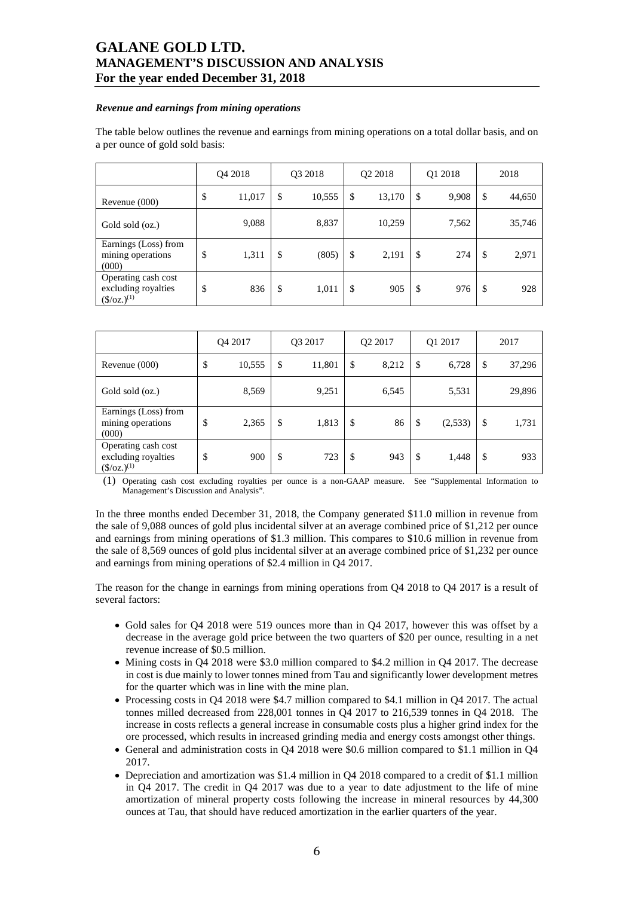### *Revenue and earnings from mining operations*

The table below outlines the revenue and earnings from mining operations on a total dollar basis, and on a per ounce of gold sold basis:

| | Q4 2018 | Q3 2018 | Q2 2018 | Q1 2018 | 2018 |
|---|---|---|---|---|---|
| Revenue (000) | $ 11,017 | $ 10,555 | $ 13,170 | $ 9,908 | $ 44,650 |
| Gold sold (oz.) | 9,088 | 8,837 | 10,259 | 7,562 | 35,746 |
| Earnings (Loss) from mining operations (000) | $ 1,311 | $ (805) | $ 2,191 | $ 274 | $ 2,971 |
| Operating cash cost excluding royalties ($/oz.)(1) | $ 836 | $ 1,011 | $ 905 | $ 976 | $ 928 |

| | Q4 2017 | Q3 2017 | Q2 2017 | Q1 2017 | 2017 |
|---|---|---|---|---|---|
| Revenue (000) | $ 10,555 | $ 11,801 | $ 8,212 | $ 6,728 | $ 37,296 |
| Gold sold (oz.) | 8,569 | 9,251 | 6,545 | 5,531 | 29,896 |
| Earnings (Loss) from mining operations (000) | $ 2,365 | $ 1,813 | $ 86 | $ (2,533) | $ 1,731 |
| Operating cash cost excluding royalties ($/oz.)(1) | $ 900 | $ 723 | $ 943 | $ 1,448 | $ 933 |

(1) Operating cash cost excluding royalties per ounce is a non-GAAP measure. See "Supplemental Information to Management's Discussion and Analysis".

In the three months ended December 31, 2018, the Company generated $11.0 million in revenue from the sale of 9,088 ounces of gold plus incidental silver at an average combined price of $1,212 per ounce and earnings from mining operations of $1.3 million. This compares to $10.6 million in revenue from the sale of 8,569 ounces of gold plus incidental silver at an average combined price of $1,232 per ounce and earnings from mining operations of $2.4 million in Q4 2017.

The reason for the change in earnings from mining operations from Q4 2018 to Q4 2017 is a result of several factors:

- Gold sales for Q4 2018 were 519 ounces more than in Q4 2017, however this was offset by a decrease in the average gold price between the two quarters of $20 per ounce, resulting in a net revenue increase of $0.5 million.
- Mining costs in Q4 2018 were $3.0 million compared to $4.2 million in Q4 2017. The decrease in cost is due mainly to lower tonnes mined from Tau and significantly lower development metres for the quarter which was in line with the mine plan.
- Processing costs in Q4 2018 were $4.7 million compared to $4.1 million in Q4 2017. The actual tonnes milled decreased from 228,001 tonnes in Q4 2017 to 216,539 tonnes in Q4 2018. The increase in costs reflects a general increase in consumable costs plus a higher grind index for the ore processed, which results in increased grinding media and energy costs amongst other things.
- General and administration costs in Q4 2018 were $0.6 million compared to $1.1 million in Q4 2017.
- Depreciation and amortization was $1.4 million in Q4 2018 compared to a credit of $1.1 million in Q4 2017. The credit in Q4 2017 was due to a year to date adjustment to the life of mine amortization of mineral property costs following the increase in mineral resources by 44,300 ounces at Tau, that should have reduced amortization in the earlier quarters of the year.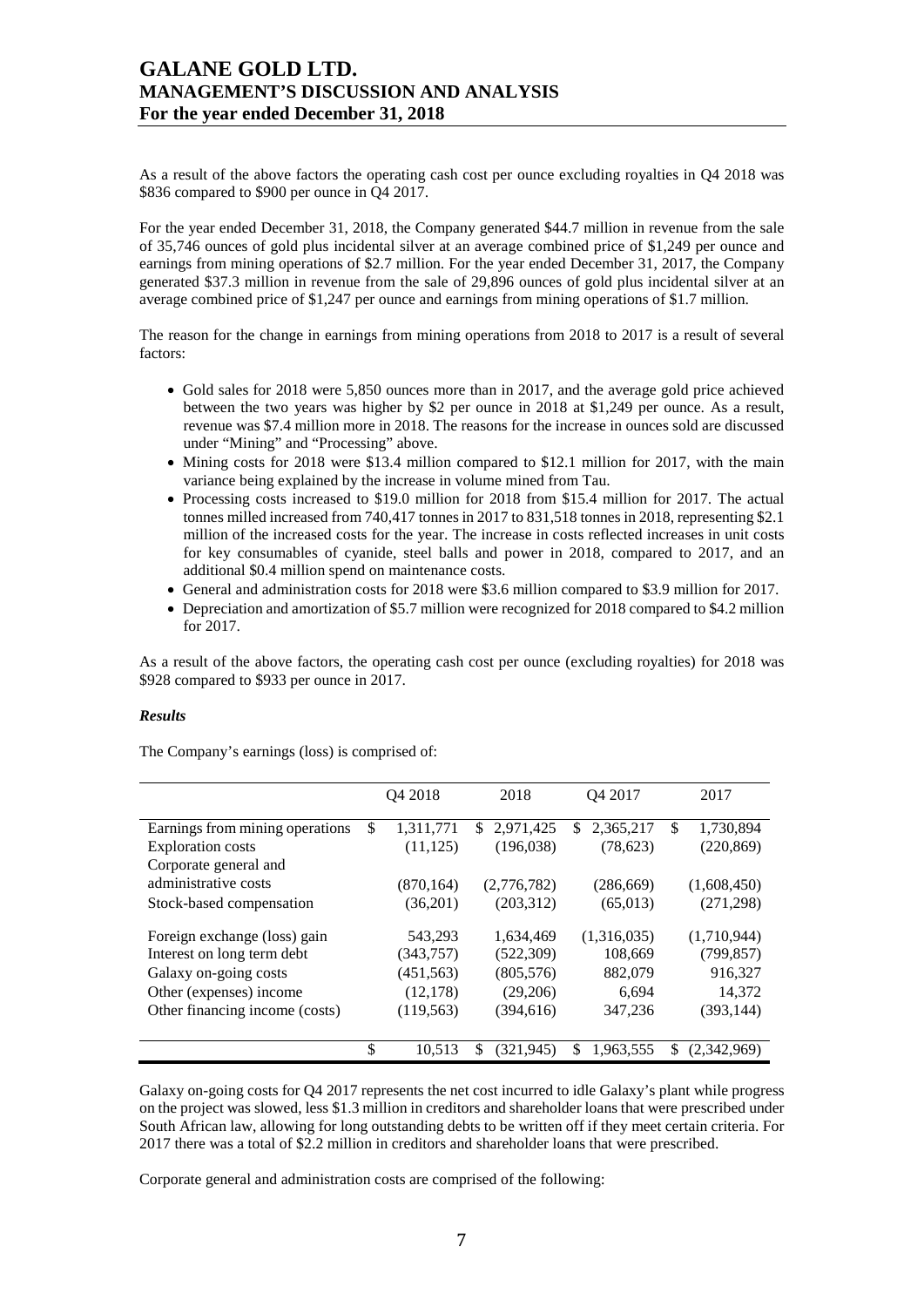As a result of the above factors the operating cash cost per ounce excluding royalties in Q4 2018 was \$836 compared to \$900 per ounce in Q4 2017.

For the year ended December 31, 2018, the Company generated \$44.7 million in revenue from the sale of 35,746 ounces of gold plus incidental silver at an average combined price of \$1,249 per ounce and earnings from mining operations of \$2.7 million. For the year ended December 31, 2017, the Company generated \$37.3 million in revenue from the sale of 29,896 ounces of gold plus incidental silver at an average combined price of \$1,247 per ounce and earnings from mining operations of \$1.7 million.

The reason for the change in earnings from mining operations from 2018 to 2017 is a result of several factors:

- Gold sales for 2018 were 5,850 ounces more than in 2017, and the average gold price achieved between the two years was higher by \$2 per ounce in 2018 at \$1,249 per ounce. As a result, revenue was \$7.4 million more in 2018. The reasons for the increase in ounces sold are discussed under "Mining" and "Processing" above.
- Mining costs for 2018 were \$13.4 million compared to \$12.1 million for 2017, with the main variance being explained by the increase in volume mined from Tau.
- Processing costs increased to \$19.0 million for 2018 from \$15.4 million for 2017. The actual tonnes milled increased from 740,417 tonnes in 2017 to 831,518 tonnes in 2018, representing \$2.1 million of the increased costs for the year. The increase in costs reflected increases in unit costs for key consumables of cyanide, steel balls and power in 2018, compared to 2017, and an additional \$0.4 million spend on maintenance costs.
- General and administration costs for 2018 were \$3.6 million compared to \$3.9 million for 2017.
- Depreciation and amortization of \$5.7 million were recognized for 2018 compared to \$4.2 million for 2017.

As a result of the above factors, the operating cash per ounce (excluding royalties) for 2018 was \$928 compared to \$933 per ounce in 2017.

***Results***

The Company's earnings (loss) is comprised of:

| | Q4 2018 | 2018 | Q4 2017 | 2017 |
|---|---|---|---|---|
| Earnings from mining operations | \$ 1,311,771 | \$ 2,971,425 | \$ 2,365,217 | \$ 1,730,894 |
| Exploration costs | (11,125) | (196,038) | (78,623) | (220,869) |
| Corporate general and administrative costs | (870,164) | (2,776,782) | (286,669) | (1,608,450) |
| Stock-based compensation | (36,201) | (203,312) | (65,013) | (271,298) |
| Foreign exchange (loss) gain | 543,293 | 1,634,469 | (1,316,035) | (1,710,944) |
| Interest on long term debt | (343,757) | (522,309) | 108,669 | (799,857) |
| Galaxy on-going costs | (451,563) | (805,576) | 882,079 | 916,327 |
| Other (expenses) income | (12,178) | (29,206) | 6,694 | 14,372 |
| Other financing income (costs) | (119,563) | (394,616) | 347,236 | (393,144) |
| | \$ 10,513 | \$ (321,945) | \$ 1,963,555 | \$ (2,342,969) |

Galaxy on-going costs for Q4 2017 represents the net cost incurred to idle Galaxy's plant while progress on the project was slowed, less \$1.3 million in creditors and shareholder loans that were prescribed under South African law, allowing for long outstanding debts to be written off if they meet certain criteria. For 2017 there was a total of \$2.2 million in creditors and shareholder loans that were prescribed.

Corporate general and administration costs are comprised of the following: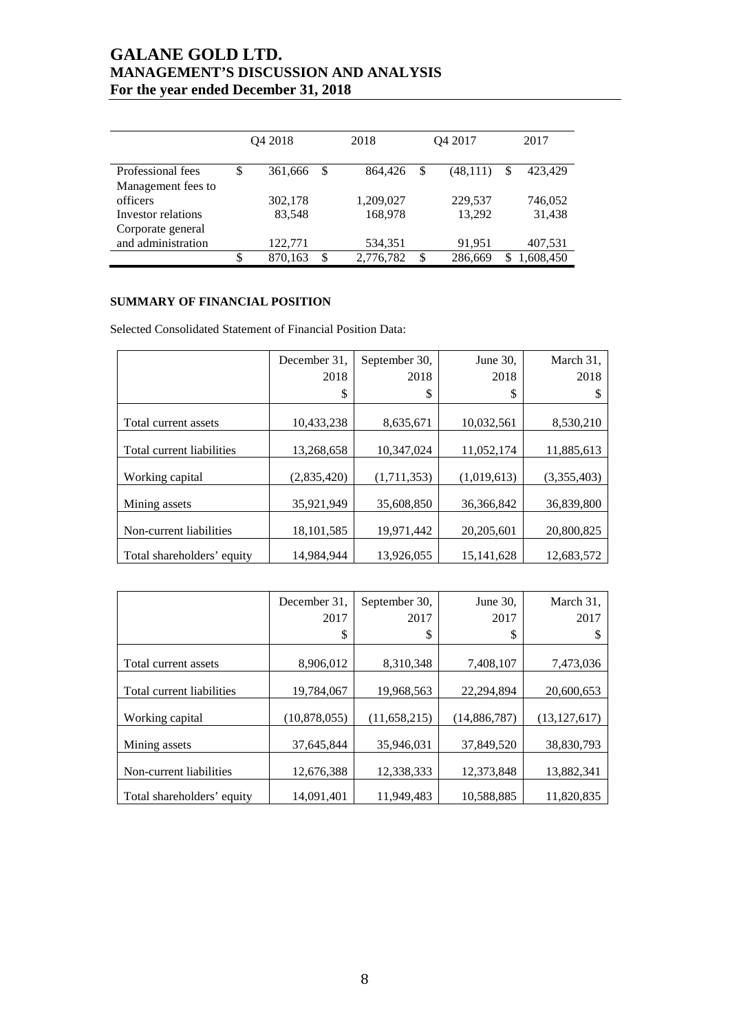|  | Q4 2018 | 2018 | Q4 2017 | 2017 |
|---|---|---|---|---|
| Professional fees | $ 361,666 | $ 864,426 | $ (48,111) | $ 423,429 |
| Management fees to officers | 302,178 | 1,209,027 | 229,537 | 746,052 |
| Investor relations | 83,548 | 168,978 | 13,292 | 31,438 |
| Corporate general and administration | 122,771 | 534,351 | 91,951 | 407,531 |
|  | $ 870,163 | $ 2,776,782 | $ 286,669 | $ 1,608,450 |

**SUMMARY OF FINANCIAL POSITION**

Selected Consolidated Statement of Financial Position Data:

|  | December 31, 2018 $ | September 30, 2018 $ | June 30, 2018 $ | March 31, 2018 $ |
|---|---|---|---|---|
| Total current assets | 10,433,238 | 8,635,671 | 10,032,561 | 8,530,210 |
| Total current liabilities | 13,268,658 | 10,347,024 | 11,052,174 | 11,885,613 |
| Working capital | (2,835,420) | (1,711,353) | (1,019,613) | (3,355,403) |
| Mining assets | 35,921,949 | 35,608,850 | 36,366,842 | 36,839,800 |
| Non-current liabilities | 18,101,585 | 19,971,442 | 20,205,601 | 20,800,825 |
| Total shareholders' equity | 14,984,944 | 13,926,055 | 15,141,628 | 12,683,572 |

|  | December 31, 2017 $ | September 30, 2017 $ | June 30, 2017 $ | March 31, 2017 $ |
|---|---|---|---|---|
| Total current assets | 8,906,012 | 8,310,348 | 7,408,107 | 7,473,036 |
| Total current liabilities | 19,784,067 | 19,968,563 | 22,294,894 | 20,600,653 |
| Working capital | (10,878,055) | (11,658,215) | (14,886,787) | (13,127,617) |
| Mining assets | 37,645,844 | 35,946,031 | 37,849,520 | 38,830,793 |
| Non-current liabilities | 12,676,388 | 12,338,333 | 12,373,848 | 13,882,341 |
| Total shareholders' equity | 14,091,401 | 11,949,483 | 10,588,885 | 11,820,835 |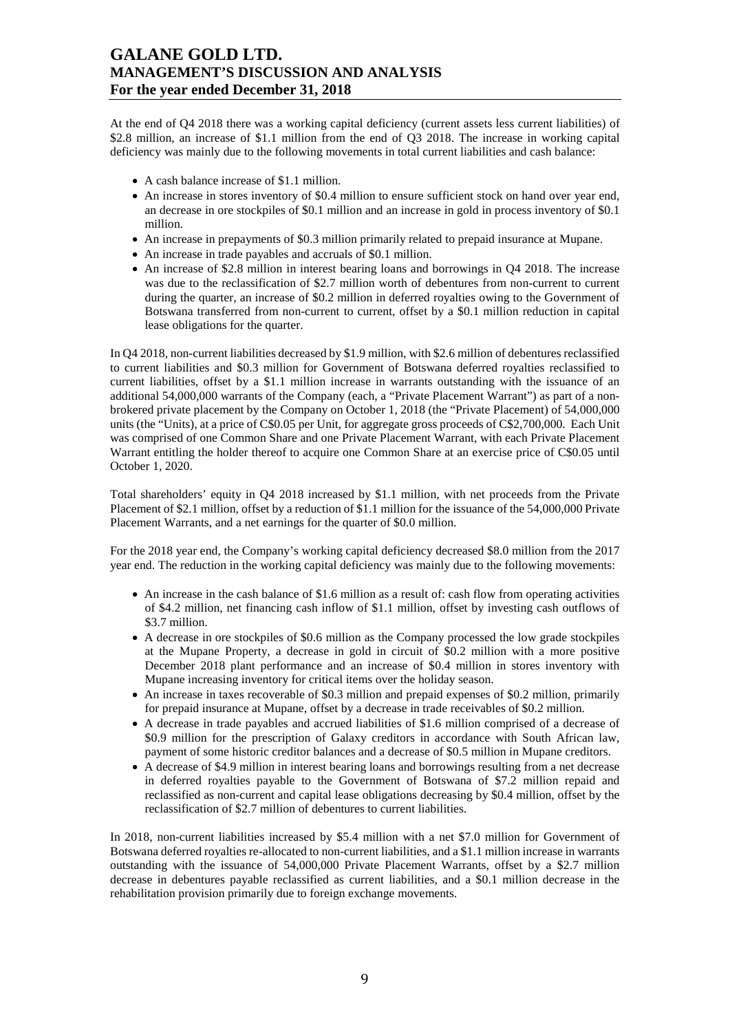At the end of Q4 2018 there was a working capital deficiency (current assets less current liabilities) of \$2.8 million, an increase of \$1.1 million from the end of Q3 2018. The increase in working capital deficiency was mainly due to the following movements in total current liabilities and cash balance:

- A cash balance increase of \$1.1 million.
- An increase in stores inventory of \$0.4 million to ensure sufficient stock on hand over year end, an decrease in ore stockpiles of \$0.1 million and an increase in gold in process inventory of \$0.1 million.
- An increase in prepayments of \$0.3 million primarily related to prepaid insurance at Mupane.
- An increase in trade payables and accruals of \$0.1 million.
- An increase of \$2.8 million in interest bearing loans and borrowings in Q4 2018. The increase was due to the reclassification of \$2.7 million worth of debentures from non-current to current during the quarter, an increase of \$0.2 million in deferred royalties owing to the Government of Botswana transferred from non-current to current, offset by a \$0.1 million reduction in capital lease obligations for the quarter.

In Q4 2018, non-current liabilities decreased by \$1.9 million, with \$2.6 million of debentures reclassified to current liabilities and \$0.3 million for Government of Botswana deferred royalties reclassified to current liabilities, offset by a \$1.1 million increase in warrants outstanding with the issuance of an additional 54,000,000 warrants of the Company (each, a "Private Placement Warrant") as part of a non-brokered private placement by the Company on October 1, 2018 (the "Private Placement) of 54,000,000 units (the "Units), at a price of C\$0.05 per Unit, for aggregate gross proceeds of C\$2,700,000. Each Unit was comprised of one Common Share and one Private Placement Warrant, with each Private Placement Warrant entitling the holder thereof to acquire one Common Share at an exercise price of C\$0.05 until October 1, 2020.

Total shareholders' equity in Q4 2018 increased by \$1.1 million, with net proceeds from the Private Placement of \$2.1 million, offset by a reduction of \$1.1 million for the issuance of the 54,000,000 Private Placement Warrants, and a net earnings for the quarter of \$0.0 million.

For the 2018 year end, the Company's working capital deficiency decreased \$8.0 million from the 2017 year end. The reduction in the working capital deficiency was mainly due to the following movements:

- An increase in the cash balance of \$1.6 million as a result of: cash flow from operating activities of \$4.2 million, net financing cash inflow of \$1.1 million, offset by investing cash outflows of \$3.7 million.
- A decrease in ore stockpiles of \$0.6 million as the Company processed the low grade stockpiles at the Mupane Property, a decrease in gold in circuit of \$0.2 million with a more positive December 2018 plant performance and an increase of \$0.4 million in stores inventory with Mupane increasing inventory for critical items over the holiday season.
- An increase in taxes recoverable of \$0.3 million and prepaid expenses of \$0.2 million, primarily for prepaid insurance at Mupane, offset by a decrease in trade receivables of \$0.2 million.
- A decrease in trade payables and accrued liabilities of \$1.6 million comprised of a decrease of \$0.9 million for the prescription of Galaxy creditors in accordance with South African law, payment of some historic creditor balances and a decrease of \$0.5 million in Mupane creditors.
- A decrease of \$4.9 million in interest bearing loans and borrowings resulting from a net decrease in deferred royalties payable to the Government of Botswana of \$7.2 million repaid and reclassified as non-current and capital lease obligations decreasing by \$0.4 million, offset by the reclassification of \$2.7 million of debentures to current liabilities.

In 2018, non-current liabilities increased by \$5.4 million with a net \$7.0 million for Government of Botswana deferred royalties re-allocated to non-current liabilities, and a \$1.1 million increase in warrants outstanding with the issuance of 54,000,000 Private Placement Warrants, offset by a \$2.7 million decrease in debentures payable reclassified as current liabilities, and a \$0.1 million decrease in the rehabilitation provision primarily due to foreign exchange movements.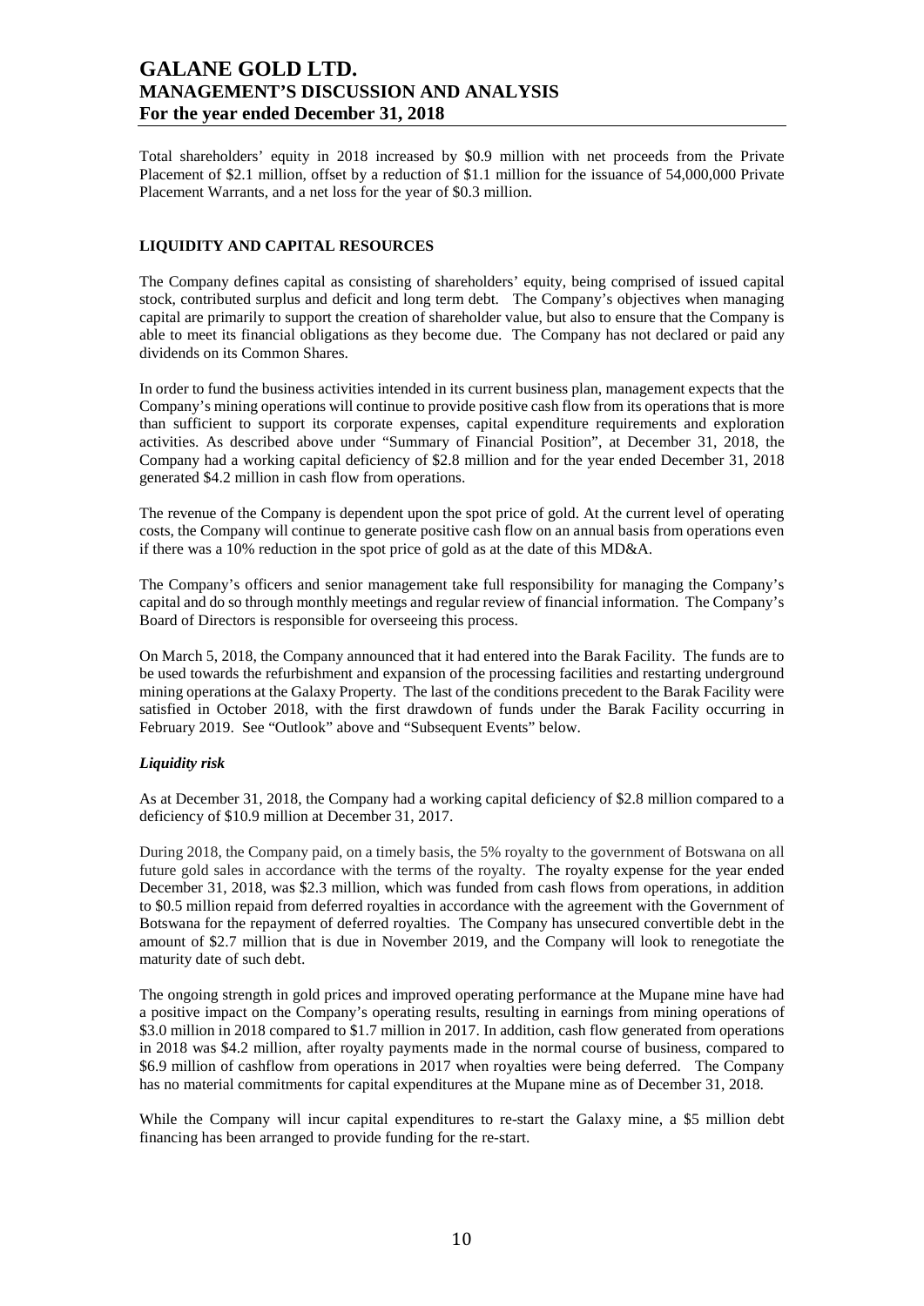Total shareholders' equity in 2018 increased by \$0.9 million with net proceeds from the Private Placement of \$2.1 million, offset by a reduction of \$1.1 million for the issuance of 54,000,000 Private Placement Warrants, and a net loss for the year of \$0.3 million.

## LIQUIDITY AND CAPITAL RESOURCES

The Company defines capital as consisting of shareholders' equity, being comprised of issued capital stock, contributed surplus and deficit and long term debt. The Company's objectives when managing capital are primarily to support the creation of shareholder value, but also to ensure that the Company is able to meet its financial obligations as they become due. The Company has not declared or paid any dividends on its Common Shares.

In order to fund the business activities intended in its current business plan, management expects that the Company's mining operations will continue to provide positive cash flow from its operations that is more than sufficient to support its corporate expenses, capital expenditure requirements and exploration activities. As described above under "Summary of Financial Position", at December 31, 2018, the Company had a working capital deficiency of \$2.8 million and for the year ended December 31, 2018 generated \$4.2 million in cash flow from operations.

The revenue of the Company is dependent upon the spot price of gold. At the current level of operating costs, the Company will continue to generate positive cash flow on an annual basis from operations even if there was a 10% reduction in the spot price of gold as at the date of this MD&A.

The Company's officers and senior management take full responsibility for managing the Company's capital and do so through monthly meetings and regular review of financial information. The Company's Board of Directors is responsible for overseeing this process.

On March 5, 2018, the Company announced that it had entered into the Barak Facility. The funds are to be used towards the refurbishment and expansion of the processing facilities and restarting underground mining operations at the Galaxy Property. The last of the conditions precedent to the Barak Facility were satisfied in October 2018, with the first drawdown of funds under the Barak Facility occurring in February 2019. See "Outlook" above and "Subsequent Events" below.

### *Liquidity risk*

As at December 31, 2018, the Company had a working capital deficiency of \$2.8 million compared to a deficiency of \$10.9 million at December 31, 2017.

During 2018, the Company paid, on a timely basis, the 5% royalty to the government of Botswana on all future gold sales in accordance with the terms of the royalty. The royalty expense for the year ended December 31, 2018, was \$2.3 million, which was funded from cash flows from operations, in addition to \$0.5 million repaid from deferred royalties in accordance with the agreement with the Government of Botswana for the repayment of deferred royalties. The Company has unsecured convertible debt in the amount of \$2.7 million that is due in November 2019, and the Company will look to renegotiate the maturity date of such debt.

The ongoing strength in gold prices and improved operating performance at the Mupane mine have had a positive impact on the Company's operating results, resulting in earnings from mining operations of \$3.0 million in 2018 compared to \$1.7 million in 2017. In addition, cash flow generated from operations in 2018 was \$4.2 million, after royalty payments made in the normal course of business, compared to \$6.9 million of cashflow from operations in 2017 when royalties were being deferred. The Company has no material commitments for capital expenditures at the Mupane mine as of December 31, 2018.

While the Company will incur capital expenditures to re-start the Galaxy mine, a \$5 million debt financing has been arranged to provide funding for the re-start.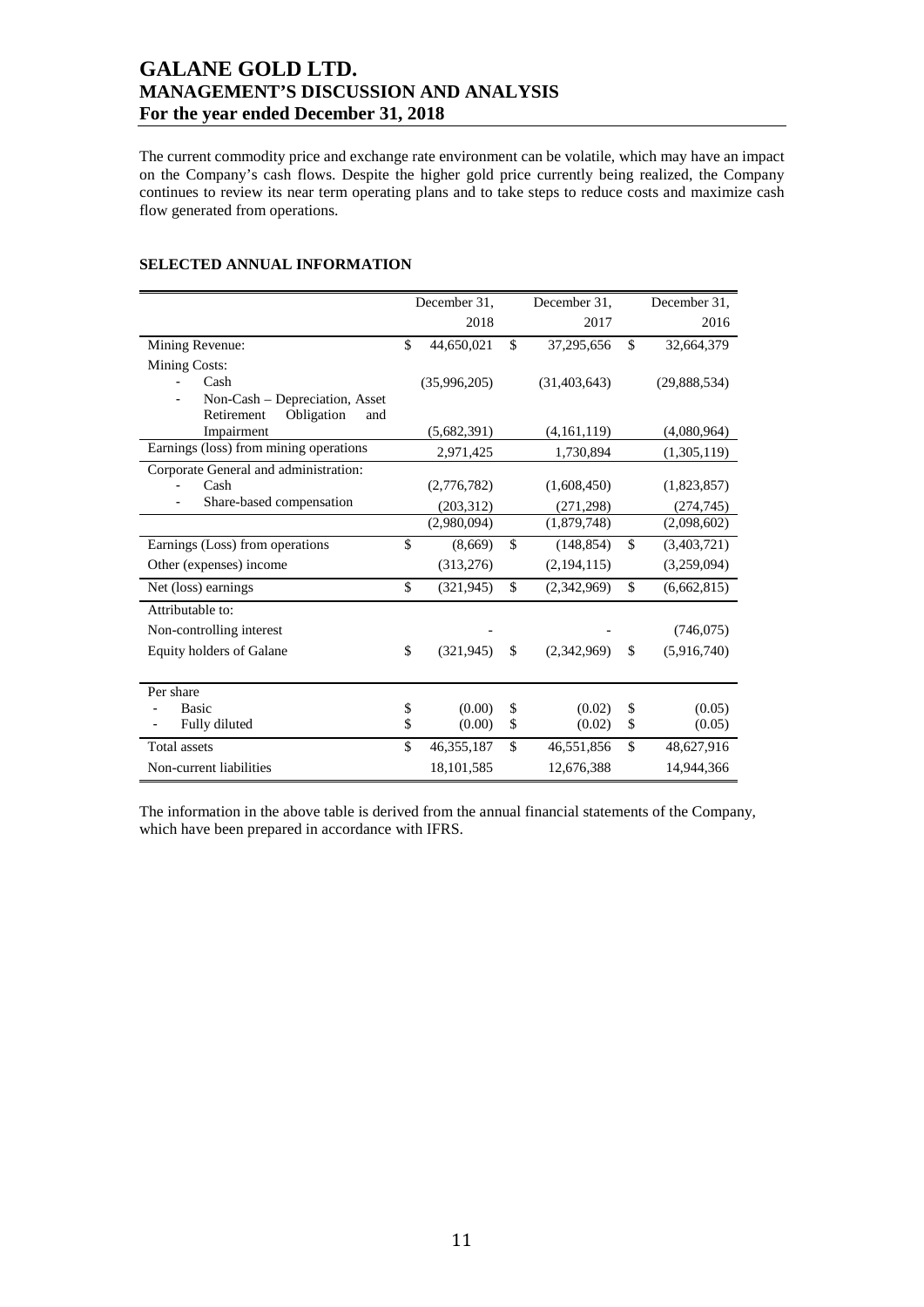The current commodity price and exchange rate environment can be volatile, which may have an impact on the Company's cash flows. Despite the higher gold price currently being realized, the Company continues to review its near term operating plans and to take steps to reduce costs and maximize cash flow generated from operations.

## SELECTED ANNUAL INFORMATION

| | December 31, 2018 | December 31, 2017 | December 31, 2016 |
|---|---|---|---|
| Mining Revenue: | $ 44,650,021 | $ 37,295,656 | $ 32,664,379 |
| Mining Costs: | | | |
| - Cash | (35,996,205) | (31,403,643) | (29,888,534) |
| - Non-Cash – Depreciation, Asset Retirement Obligation and Impairment | (5,682,391) | (4,161,119) | (4,080,964) |
| Earnings (loss) from mining operations | 2,971,425 | 1,730,894 | (1,305,119) |
| Corporate General and administration: | | | |
| - Cash | (2,776,782) | (1,608,450) | (1,823,857) |
| - Share-based compensation | (203,312) | (271,298) | (274,745) |
| | (2,980,094) | (1,879,748) | (2,098,602) |
| Earnings (Loss) from operations | $ (8,669) | $ (148,854) | $ (3,403,721) |
| Other (expenses) income | (313,276) | (2,194,115) | (3,259,094) |
| Net (loss) earnings | $ (321,945) | $ (2,342,969) | $ (6,662,815) |
| Attributable to: | | | |
| Non-controlling interest | - | - | (746,075) |
| Equity holders of Galane | $ (321,945) | $ (2,342,969) | $ (5,916,740) |
| Per share | | | |
| - Basic | $ (0.00) | $ (0.02) | $ (0.05) |
| - Fully diluted | $ (0.00) | $ (0.02) | $ (0.05) |
| Total assets | $ 46,355,187 | $ 46,551,856 | $ 48,627,916 |
| Non-current liabilities | 18,101,585 | 12,676,388 | 14,944,366 |

The information in the above table is derived from the annual financial statements of the Company, which have been prepared in accordance with IFRS.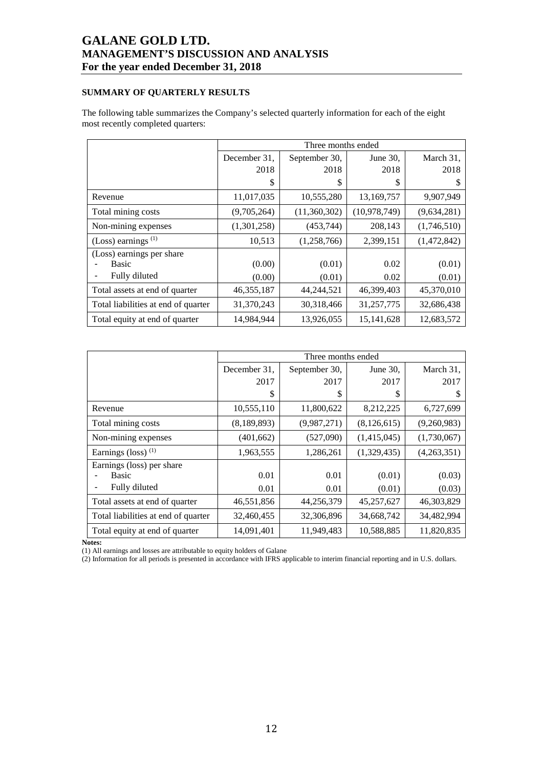## SUMMARY OF QUARTERLY RESULTS

The following table summarizes the Company's selected quarterly information for each of the eight most recently completed quarters:

| | Three months ended | | | |
|---|---|---|---|---|
| | December 31, 2018 | September 30, 2018 | June 30, 2018 | March 31, 2018 |
| | $ | $ | $ | $ |
| Revenue | 11,017,035 | 10,555,280 | 13,169,757 | 9,907,949 |
| Total mining costs | (9,705,264) | (11,360,302) | (10,978,749) | (9,634,281) |
| Non-mining expenses | (1,301,258) | (453,744) | 208,143 | (1,746,510) |
| (Loss) earnings [(1)] | 10,513 | (1,258,766) | 2,399,151 | (1,472,842) |
| (Loss) earnings per share | | | | |
| - Basic | (0.00) | (0.01) | 0.02 | (0.01) |
| - Fully diluted | (0.00) | (0.01) | 0.02 | (0.01) |
| Total assets at end of quarter | 46,355,187 | 44,244,521 | 46,399,403 | 45,370,010 |
| Total liabilities at end of quarter | 31,370,243 | 30,318,466 | 31,257,775 | 32,686,438 |
| Total equity at end of quarter | 14,984,944 | 13,926,055 | 15,141,628 | 12,683,572 |

| | Three months ended | | | |
|---|---|---|---|---|
| | December 31, 2017 | September 30, 2017 | June 30, 2017 | March 31, 2017 |
| | $ | $ | $ | $ |
| Revenue | 10,555,110 | 11,800,622 | 8,212,225 | 6,727,699 |
| Total mining costs | (8,189,893) | (9,987,271) | (8,126,615) | (9,260,983) |
| Non-mining expenses | (401,662) | (527,090) | (1,415,045) | (1,730,067) |
| Earnings (loss) [(1)] | 1,963,555 | 1,286,261 | (1,329,435) | (4,263,351) |
| Earnings (loss) per share | | | | |
| - Basic | 0.01 | 0.01 | (0.01) | (0.03) |
| - Fully diluted | 0.01 | 0.01 | (0.01) | (0.03) |
| Total assets at end of quarter | 46,551,856 | 44,256,379 | 45,257,627 | 46,303,829 |
| Total liabilities at end of quarter | 32,460,455 | 32,306,896 | 34,668,742 | 34,482,994 |
| Total equity at end of quarter | 14,091,401 | 11,949,483 | 10,588,885 | 11,820,835 |

**Notes:**

(1) All earnings and losses are attributable to equity holders of Galane

(2) Information for all periods is presented in accordance with IFRS applicable to interim financial reporting and in U.S. dollars.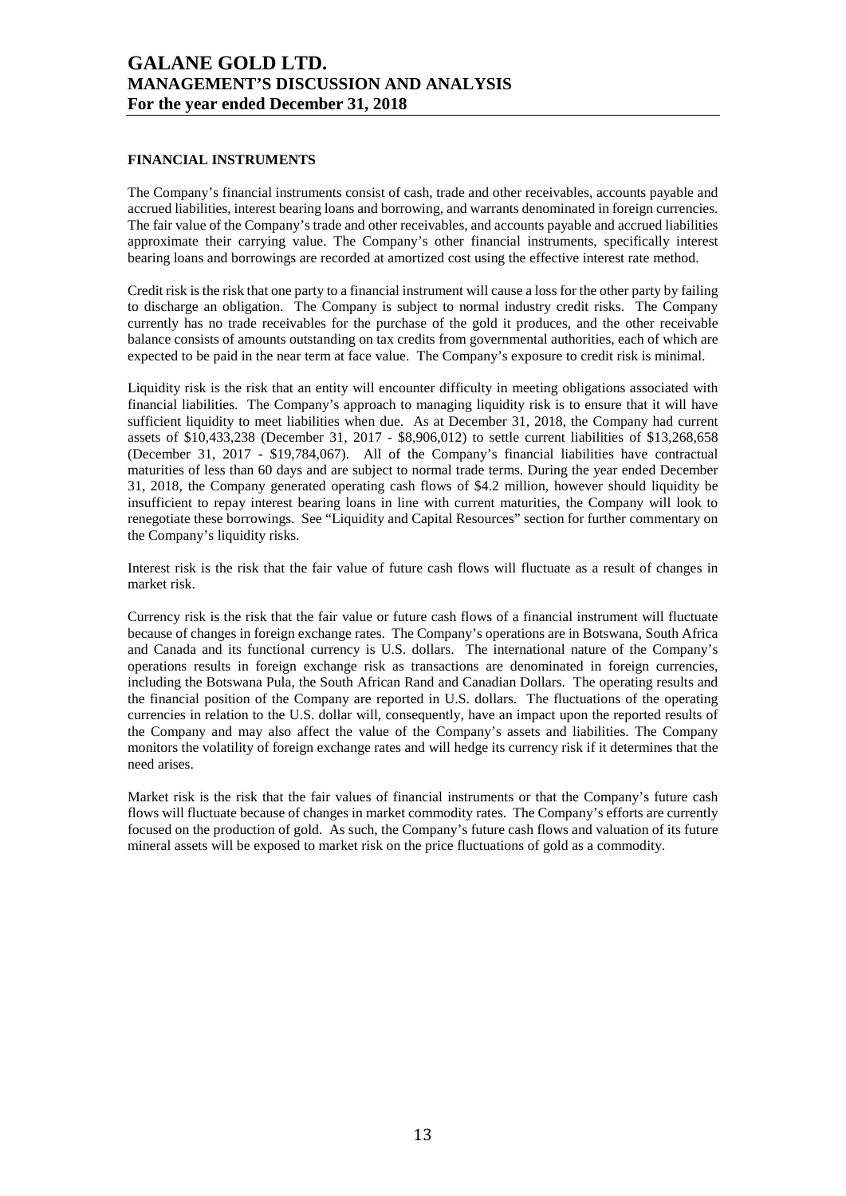## FINANCIAL INSTRUMENTS

The Company's financial instruments consist of cash, trade and other receivables, accounts payable and accrued liabilities, interest bearing loans and borrowing, and warrants denominated in foreign currencies. The fair value of the Company's trade and other receivables, and accounts payable and accrued liabilities approximate their carrying value. The Company's other financial instruments, specifically interest bearing loans and borrowings are recorded at amortized cost using the effective interest rate method.

Credit risk is the risk that one party to a financial instrument will cause a loss for the other party by failing to discharge an obligation. The Company is subject to normal industry credit risks. The Company currently has no trade receivables for the purchase of the gold it produces, and the other receivable balance consists of amounts outstanding on tax credits from governmental authorities, each of which are expected to be paid in the near term at face value. The Company's exposure to credit risk is minimal.

Liquidity risk is the risk that an entity will encounter difficulty in meeting obligations associated with financial liabilities. The Company's approach to managing liquidity risk is to ensure that it will have sufficient liquidity to meet liabilities when due. As at December 31, 2018, the Company had current assets of $10,433,238 (December 31, 2017 - $8,906,012) to settle current liabilities of $13,268,658 (December 31, 2017 - $19,784,067). All of the Company's financial liabilities have contractual maturities of less than 60 days and are subject to normal trade terms. During the year ended December 31, 2018, the Company generated operating cash flows of $4.2 million, however should liquidity be insufficient to repay interest bearing loans in line with current maturities, the Company will look to renegotiate these borrowings. See "Liquidity and Capital Resources" section for further commentary on the Company's liquidity risks.

Interest risk is the risk that the fair value of future cash flows will fluctuate as a result of changes in market risk.

Currency risk is the risk that the fair value or future cash flows of a financial instrument will fluctuate because of changes in foreign exchange rates. The Company's operations are in Botswana, South Africa and Canada and its functional currency is U.S. dollars. The international nature of the Company's operations results in foreign exchange risk as transactions are denominated in foreign currencies, including the Botswana Pula, the South African Rand and Canadian Dollars. The operating results and the financial position of the Company are reported in U.S. dollars. The fluctuations of the operating currencies in relation to the U.S. dollar will, consequently, have an impact upon the reported results of the Company and may also affect the value of the Company's assets and liabilities. The Company monitors the volatility of foreign exchange rates and will hedge its currency risk if it determines that the need arises.

Market risk is the risk that the fair values of financial instruments or that the Company's future cash flows will fluctuate because of changes in market commodity rates. The Company's efforts are currently focused on the production of gold. As such, the Company's future cash flows and valuation of its future mineral assets will be exposed to market risk on the price fluctuations of gold as a commodity.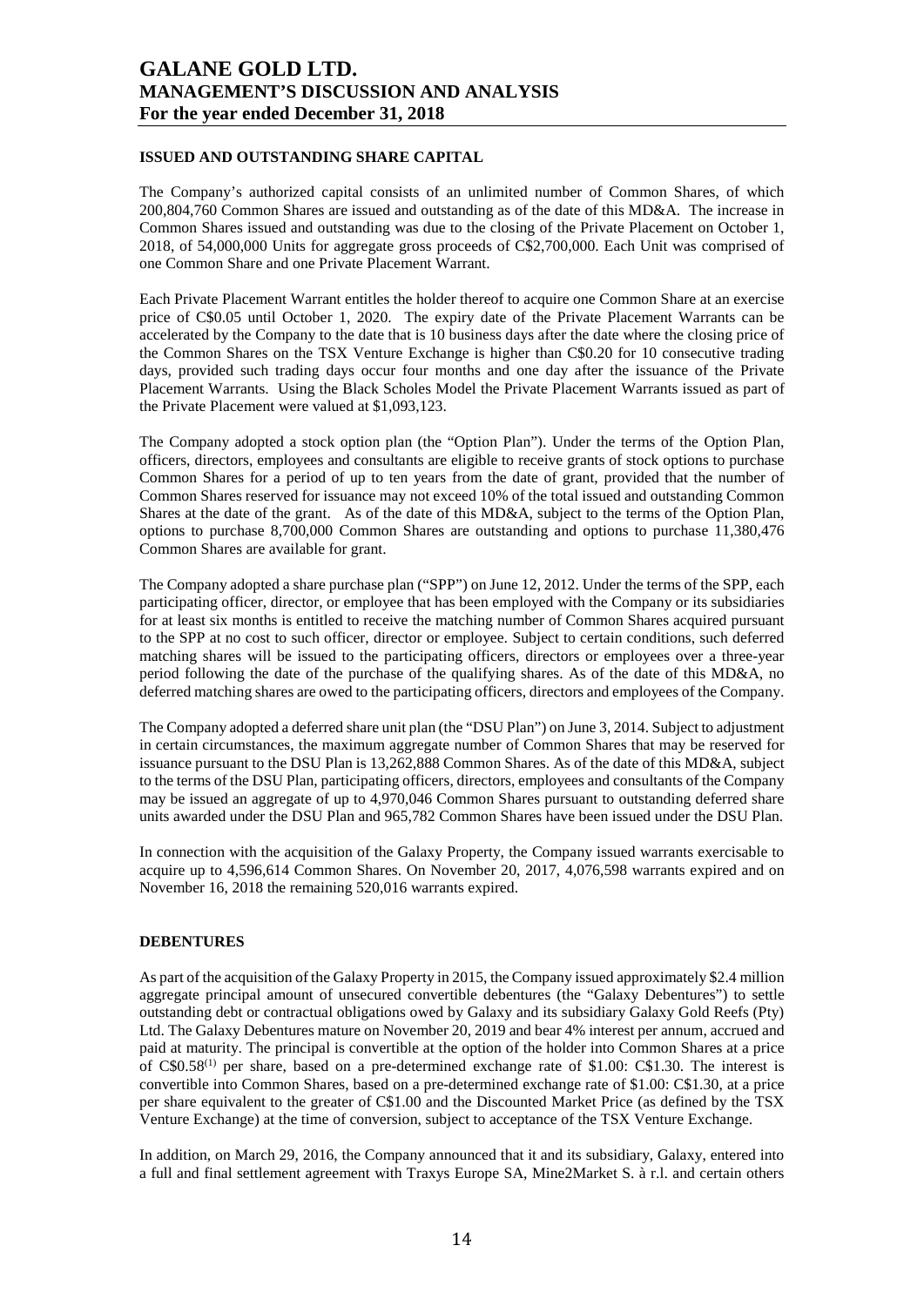## ISSUED AND OUTSTANDING SHARE CAPITAL

The Company's authorized capital consists of an unlimited number of Common Shares, of which 200,804,760 Common Shares are issued and outstanding as of the date of this MD&A. The increase in Common Shares issued and outstanding was due to the closing of the Private Placement on October 1, 2018, of 54,000,000 Units for aggregate gross proceeds of C$2,700,000. Each Unit was comprised of one Common Share and one Private Placement Warrant.

Each Private Placement Warrant entitles the holder thereof to acquire one Common Share at an exercise price of C$0.05 until October 1, 2020. The expiry date of the Private Placement Warrants can be accelerated by the Company to the date that is 10 business days after the date where the closing price of the Common Shares on the TSX Venture Exchange is higher than C$0.20 for 10 consecutive trading days, provided such trading days occur four months and one day after the issuance of the Private Placement Warrants. Using the Black Scholes Model the Private Placement Warrants issued as part of the Private Placement were valued at $1,093,123.

The Company adopted a stock option plan (the "Option Plan"). Under the terms of the Option Plan, officers, directors, employees and consultants are eligible to receive grants of stock options to purchase Common Shares for a period of up to ten years from the date of grant, provided that the number of Common Shares reserved for issuance may not exceed 10% of the total issued and outstanding Common Shares at the date of the grant. As of the date of this MD&A, subject to the terms of the Option Plan, options to purchase 8,700,000 Common Shares are outstanding and options to purchase 11,380,476 Common Shares are available for grant.

The Company adopted a share purchase plan ("SPP") on June 12, 2012. Under the terms of the SPP, each participating officer, director, or employee that has been employed with the Company or its subsidiaries for at least six months is entitled to receive the matching number of Common Shares acquired pursuant to the SPP at no cost to such officer, director or employee. Subject to certain conditions, such deferred matching shares will be issued to the participating officers, directors or employees over a three-year period following the date of the purchase of the qualifying shares. As of the date of this MD&A, no deferred matching shares are owed to the participating officers, directors and employees of the Company.

The Company adopted a deferred share unit plan (the "DSU Plan") on June 3, 2014. Subject to adjustment in certain circumstances, the maximum aggregate number of Common Shares that may be reserved for issuance pursuant to the DSU Plan is 13,262,888 Common Shares. As of the date of this MD&A, subject to the terms of the DSU Plan, participating officers, directors, employees and consultants of the Company may be issued an aggregate of up to 4,970,046 Common Shares pursuant to outstanding deferred share units awarded under the DSU Plan and 965,782 Common Shares have been issued under the DSU Plan.

In connection with the acquisition of the Galaxy Property, the Company issued warrants exercisable to acquire up to 4,596,614 Common Shares. On November 20, 2017, 4,076,598 warrants expired and on November 16, 2018 the remaining 520,016 warrants expired.

## DEBENTURES

As part of the acquisition of the Galaxy Property in 2015, the Company issued approximately $2.4 million aggregate principal amount of unsecured convertible debentures (the "Galaxy Debentures") to settle outstanding debt or contractual obligations owed by Galaxy and its subsidiary Galaxy Gold Reefs (Pty) Ltd. The Galaxy Debentures mature on November 20, 2019 and bear 4% interest per annum, accrued and paid at maturity. The principal is convertible at the option of the holder into Common Shares at a price of C$0.58[(1)] per share, based on a pre-determined exchange rate of $1.00: C$1.30. The interest is convertible into Common Shares, based on a pre-determined exchange rate of $1.00: C$1.30, at a price per share equivalent to the greater of C$1.00 and the Discounted Market Price (as defined by the TSX Venture Exchange) at the time of conversion, subject to acceptance of the TSX Venture Exchange.

In addition, on March 29, 2016, the Company announced that it and its subsidiary, Galaxy, entered into a full and final settlement agreement with Traxys Europe SA, Mine2Market S. à r.l. and certain others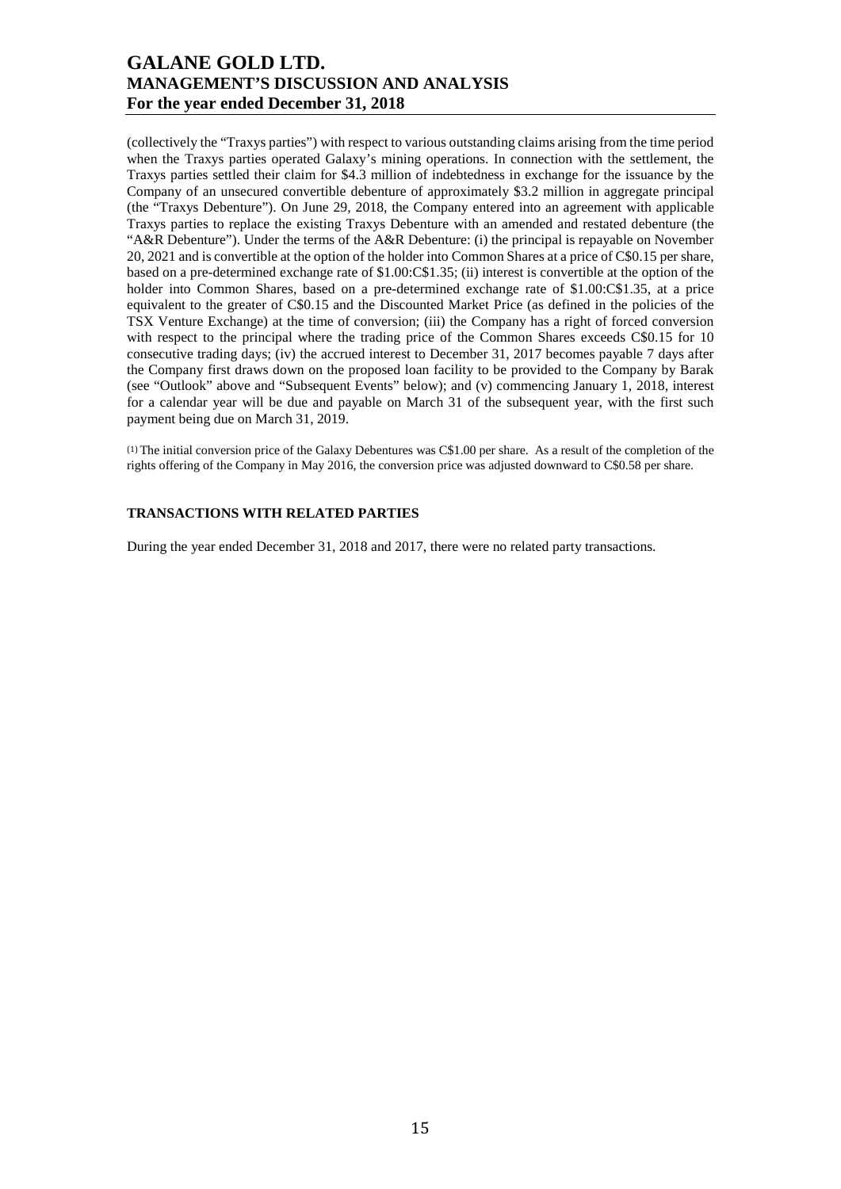(collectively the "Traxys parties") with respect to various outstanding claims arising from the time period when the Traxys parties operated Galaxy's mining operations. In connection with the settlement, the Traxys parties settled their claim for $4.3 million of indebtedness in exchange for the issuance by the Company of an unsecured convertible debenture of approximately $3.2 million in aggregate principal (the "Traxys Debenture"). On June 29, 2018, the Company entered into an agreement with applicable Traxys parties to replace the existing Traxys Debenture with an amended and restated debenture (the "A&R Debenture"). Under the terms of the A&R Debenture: (i) the principal is repayable on November 20, 2021 and is convertible at the option of the holder into Common Shares at a price of C$0.15 per share, based on a pre-determined exchange rate of $1.00:C$1.35; (ii) interest is convertible at the option of the holder into Common Shares, based on a pre-determined exchange rate of $1.00:C$1.35, at a price equivalent to the greater of C$0.15 and the Discounted Market Price (as defined in the policies of the TSX Venture Exchange) at the time of conversion; (iii) the Company has a right of forced conversion with respect to the principal where the trading price of the Common Shares exceeds C$0.15 for 10 consecutive trading days; (iv) the accrued interest to December 31, 2017 becomes payable 7 days after the Company first draws down on the proposed loan facility to be provided to the Company by Barak (see "Outlook" above and "Subsequent Events" below); and (v) commencing January 1, 2018, interest for a calendar year will be due and payable on March 31 of the subsequent year, with the first such payment being due on March 31, 2019.

(1) The initial conversion price of the Galaxy Debentures was C$1.00 per share. As a result of the completion of the rights offering of the Company in May 2016, the conversion price was adjusted downward to C$0.58 per share.

## TRANSACTIONS WITH RELATED PARTIES

During the year ended December 31, 2018 and 2017, there were no related party transactions.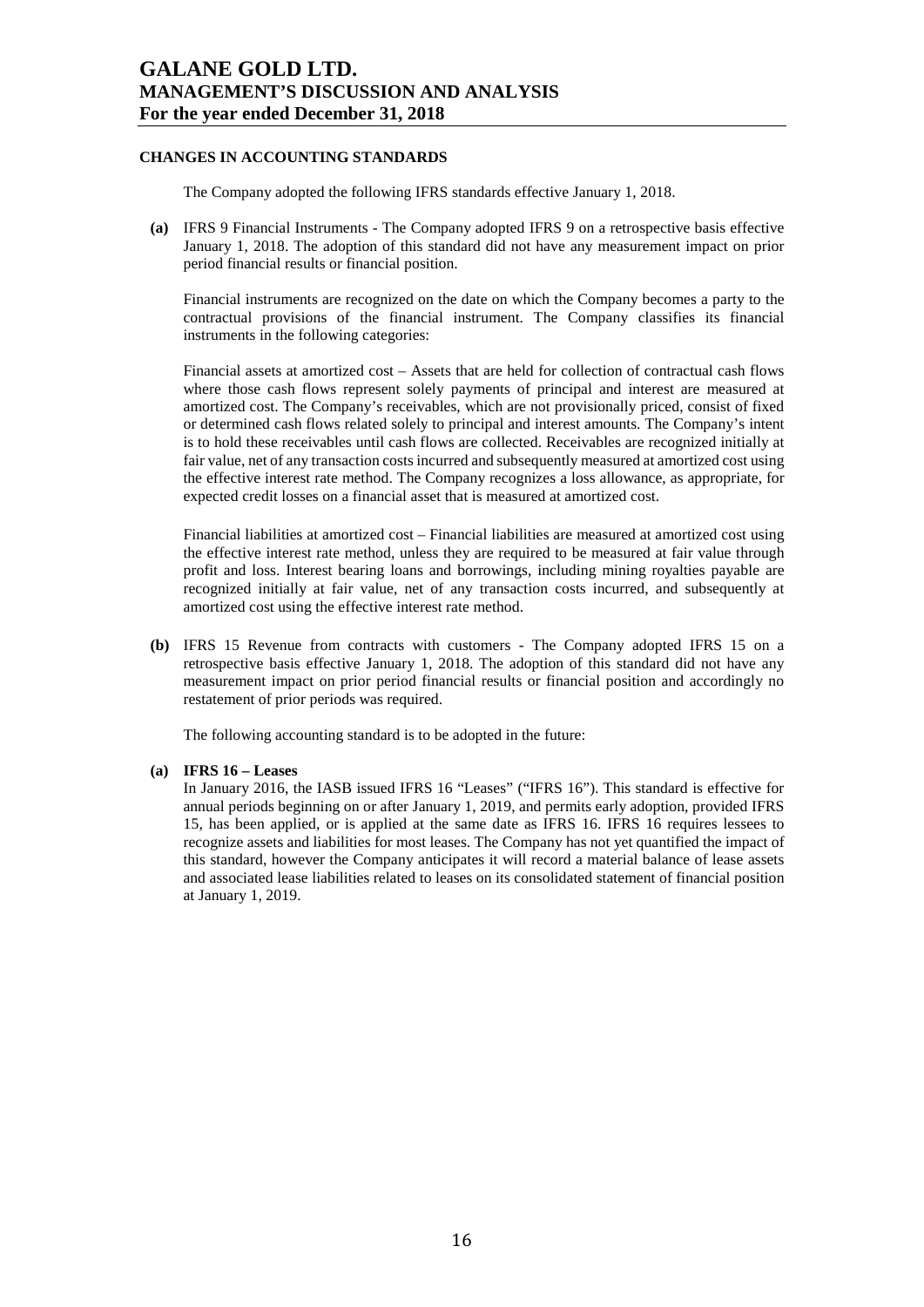## CHANGES IN ACCOUNTING STANDARDS

The Company adopted the following IFRS standards effective January 1, 2018.

**(a)** IFRS 9 Financial Instruments - The Company adopted IFRS 9 on a retrospective basis effective January 1, 2018. The adoption of this standard did not have any measurement impact on prior period financial results or financial position.

Financial instruments are recognized on the date on which the Company becomes a party to the contractual provisions of the financial instrument. The Company classifies its financial instruments in the following categories:

Financial assets at amortized cost – Assets that are held for collection of contractual cash flows where those cash flows represent solely payments of principal and interest are measured at amortized cost. The Company's receivables, which are not provisionally priced, consist of fixed or determined cash flows related solely to principal and interest amounts. The Company's intent is to hold these receivables until cash flows are collected. Receivables are recognized initially at fair value, net of any transaction costs incurred and subsequently measured at amortized cost using the effective interest rate method. The Company recognizes a loss allowance, as appropriate, for expected credit losses on a financial asset that is measured at amortized cost.

Financial liabilities at amortized cost – Financial liabilities are measured at amortized cost using the effective interest rate method, unless they are required to be measured at fair value through profit and loss. Interest bearing loans and borrowings, including mining royalties payable are recognized initially at fair value, net of any transaction costs incurred, and subsequently at amortized cost using the effective interest rate method.

**(b)** IFRS 15 Revenue from contracts with customers - The Company adopted IFRS 15 on a retrospective basis effective January 1, 2018. The adoption of this standard did not have any measurement impact on prior period financial results or financial position and accordingly no restatement of prior periods was required.

The following accounting standard is to be adopted in the future:

**(a) IFRS 16 – Leases**

In January 2016, the IASB issued IFRS 16 "Leases" ("IFRS 16"). This standard is effective for annual periods beginning on or after January 1, 2019, and permits early adoption, provided IFRS 15, has been applied, or is applied at the same date as IFRS 16. IFRS 16 requires lessees to recognize assets and liabilities for most leases. The Company has not yet quantified the impact of this standard, however the Company anticipates it will record a material balance of lease assets and associated lease liabilities related to leases on its consolidated statement of financial position at January 1, 2019.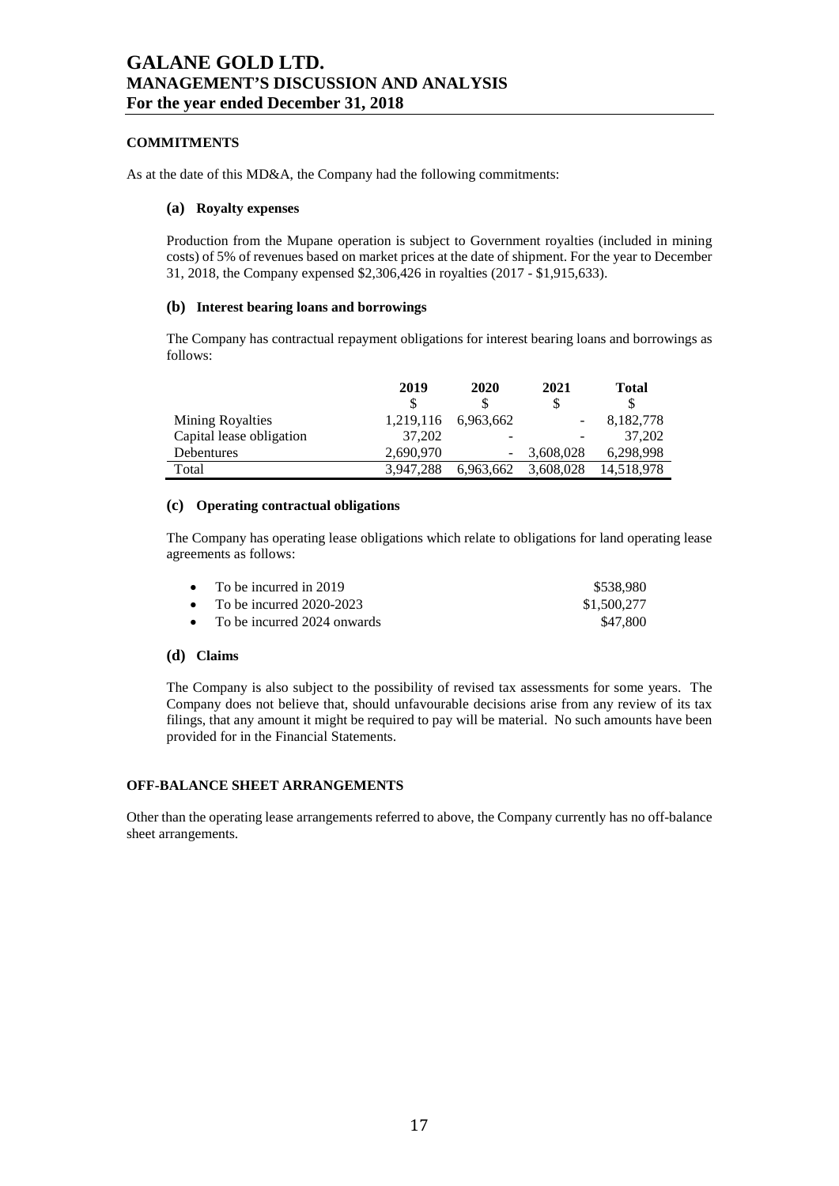## COMMITMENTS

As at the date of this MD&A, the Company had the following commitments:

### (a) Royalty expenses

Production from the Mupane operation is subject to Government royalties (included in mining costs) of 5% of revenues based on market prices at the date of shipment. For the year to December 31, 2018, the Company expensed $2,306,426 in royalties (2017 - $1,915,633).

### (b) Interest bearing loans and borrowings

The Company has contractual repayment obligations for interest bearing loans and borrowings as follows:

| | 2019 | 2020 | 2021 | Total |
|---|---|---|---|---|
| | $ | $ | $ | $ |
| Mining Royalties | 1,219,116 | 6,963,662 | - | 8,182,778 |
| Capital lease obligation | 37,202 | - | - | 37,202 |
| Debentures | 2,690,970 | - | 3,608,028 | 6,298,998 |
| Total | 3,947,288 | 6,963,662 | 3,608,028 | 14,518,978 |

### (c) Operating contractual obligations

The Company has operating lease obligations which relate to obligations for land operating lease agreements as follows:

- To be incurred in 2019 — $538,980
- To be incurred 2020-2023 — $1,500,277
- To be incurred 2024 onwards — $47,800

### (d) Claims

The Company is also subject to the possibility of revised tax assessments for some years. The Company does not believe that, should unfavourable decisions arise from any review of its tax filings, that any amount it might be required to pay will be material. No such amounts have been provided for in the Financial Statements.

## OFF-BALANCE SHEET ARRANGEMENTS

Other than the operating lease arrangements referred to above, the Company currently has no off-balance sheet arrangements.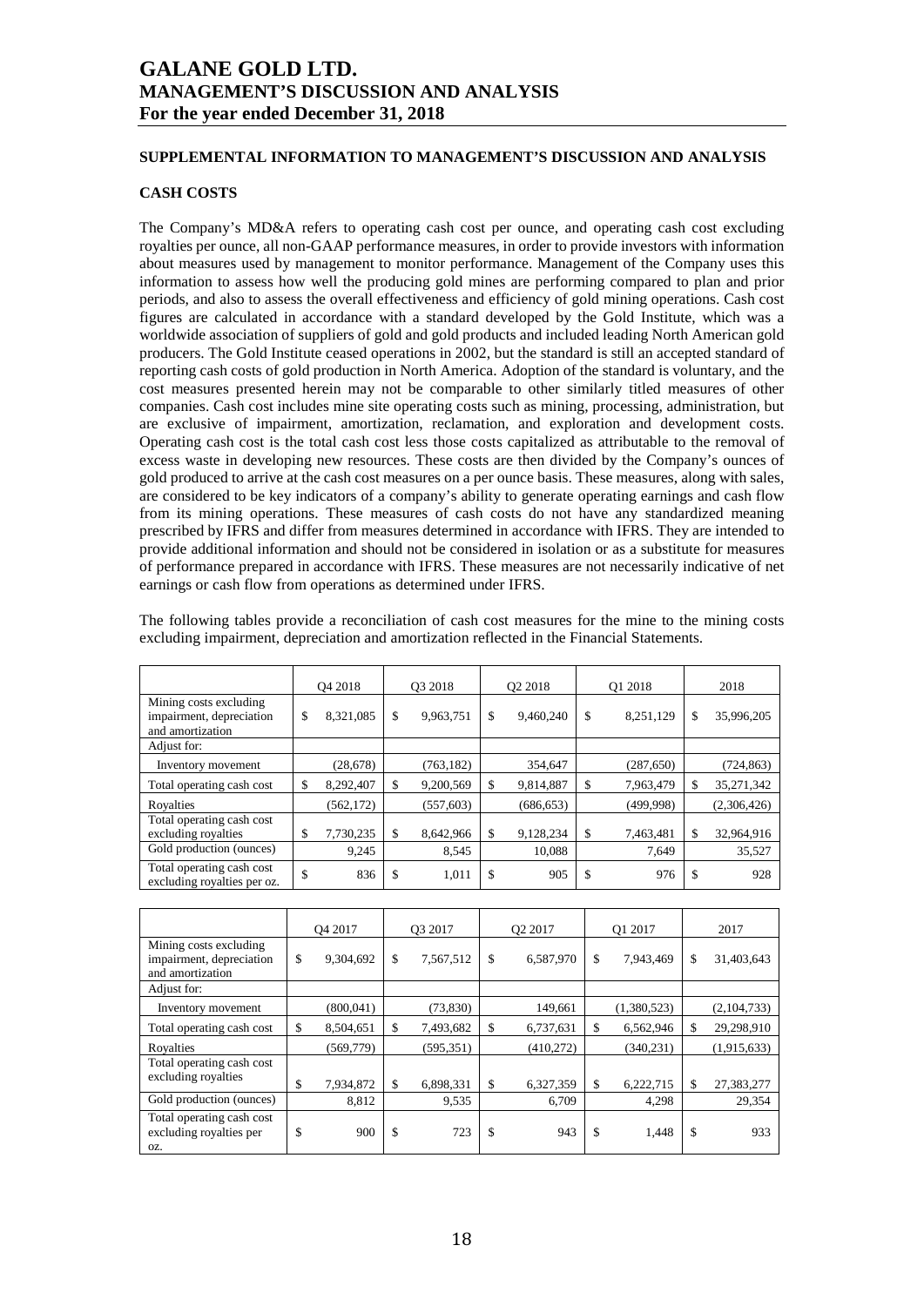## SUPPLEMENTAL INFORMATION TO MANAGEMENT'S DISCUSSION AND ANALYSIS

### CASH COSTS

The Company's MD&A refers to operating cash cost per ounce, and operating cash cost excluding royalties per ounce, all non-GAAP performance measures, in order to provide investors with information about measures used by management to monitor performance. Management of the Company uses this information to assess how well the producing gold mines are performing compared to plan and prior periods, and also to assess the overall effectiveness and efficiency of gold mining operations. Cash cost figures are calculated in accordance with a standard developed by the Gold Institute, which was a worldwide association of suppliers of gold and gold products and included leading North American gold producers. The Gold Institute ceased operations in 2002, but the standard is still an accepted standard of reporting cash costs of gold production in North America. Adoption of the standard is voluntary, and the cost measures presented herein may not be comparable to other similarly titled measures of other companies. Cash cost includes mine site operating costs such as mining, processing, administration, but are exclusive of impairment, amortization, reclamation, and exploration and development costs. Operating cash cost is the total cash cost less those costs capitalized as attributable to the removal of excess waste in developing new resources. These costs are then divided by the Company's ounces of gold produced to arrive at the cash cost measures on a per ounce basis. These measures, along with sales, are considered to be key indicators of a company's ability to generate operating earnings and cash flow from its mining operations. These measures of cash costs do not have any standardized meaning prescribed by IFRS and differ from measures determined in accordance with IFRS. They are intended to provide additional information and should not be considered in isolation or as a substitute for measures of performance prepared in accordance with IFRS. These measures are not necessarily indicative of net earnings or cash flow from operations as determined under IFRS.

The following tables provide a reconciliation of cash cost measures for the mine to the mining costs excluding impairment, depreciation and amortization reflected in the Financial Statements.

| | Q4 2018 | Q3 2018 | Q2 2018 | Q1 2018 | 2018 |
|---|---|---|---|---|---|
| Mining costs excluding impairment, depreciation and amortization | $ 8,321,085 | $ 9,963,751 | $ 9,460,240 | $ 8,251,129 | $ 35,996,205 |
| Adjust for: | | | | | |
| Inventory movement | (28,678) | (763,182) | 354,647 | (287,650) | (724,863) |
| Total operating cash cost | $ 8,292,407 | $ 9,200,569 | $ 9,814,887 | $ 7,963,479 | $ 35,271,342 |
| Royalties | (562,172) | (557,603) | (686,653) | (499,998) | (2,306,426) |
| Total operating cash cost excluding royalties | $ 7,730,235 | $ 8,642,966 | $ 9,128,234 | $ 7,463,481 | $ 32,964,916 |
| Gold production (ounces) | 9,245 | 8,545 | 10,088 | 7,649 | 35,527 |
| Total operating cash cost excluding royalties per oz. | $ 836 | $ 1,011 | $ 905 | $ 976 | $ 928 |

| | Q4 2017 | Q3 2017 | Q2 2017 | Q1 2017 | 2017 |
|---|---|---|---|---|---|
| Mining costs excluding impairment, depreciation and amortization | $ 9,304,692 | $ 7,567,512 | $ 6,587,970 | $ 7,943,469 | $ 31,403,643 |
| Adjust for: | | | | | |
| Inventory movement | (800,041) | (73,830) | 149,661 | (1,380,523) | (2,104,733) |
| Total operating cash cost | $ 8,504,651 | $ 7,493,682 | $ 6,737,631 | $ 6,562,946 | $ 29,298,910 |
| Royalties | (569,779) | (595,351) | (410,272) | (340,231) | (1,915,633) |
| Total operating cash cost excluding royalties | $ 7,934,872 | $ 6,898,331 | $ 6,327,359 | $ 6,222,715 | $ 27,383,277 |
| Gold production (ounces) | 8,812 | 9,535 | 6,709 | 4,298 | 29,354 |
| Total operating cash cost excluding royalties per oz. | $ 900 | $ 723 | $ 943 | $ 1,448 | $ 933 |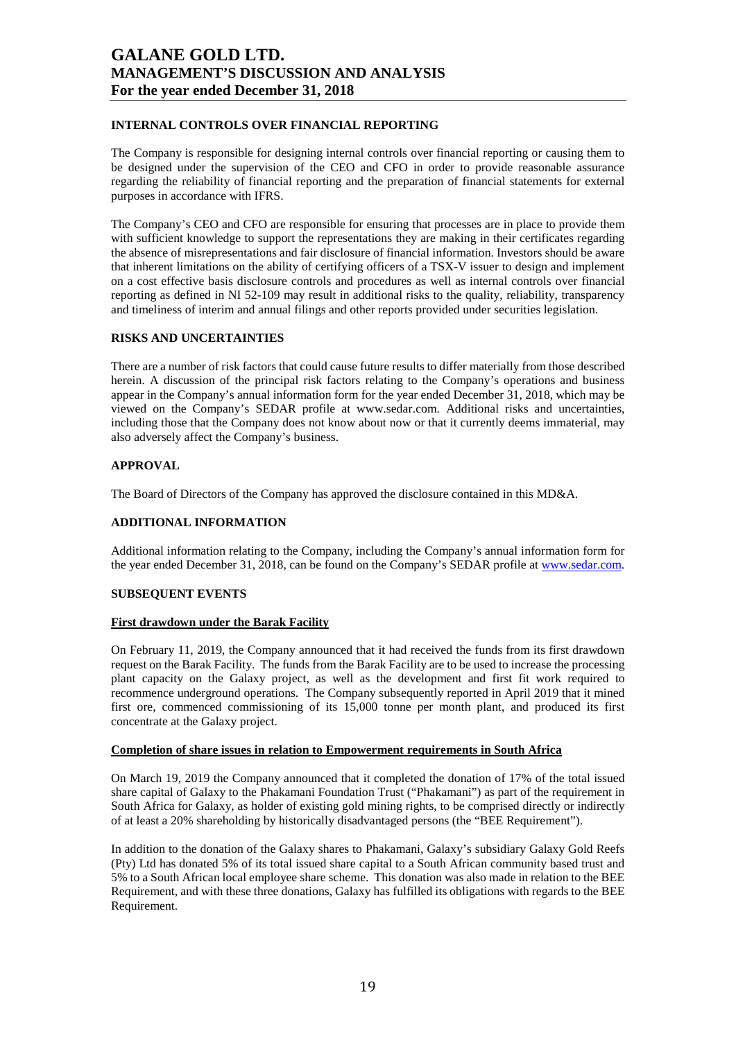## INTERNAL CONTROLS OVER FINANCIAL REPORTING

The Company is responsible for designing internal controls over financial reporting or causing them to be designed under the supervision of the CEO and CFO in order to provide reasonable assurance regarding the reliability of financial reporting and the preparation of financial statements for external purposes in accordance with IFRS.

The Company's CEO and CFO are responsible for ensuring that processes are in place to provide them with sufficient knowledge to support the representations they are making in their certificates regarding the absence of misrepresentations and fair disclosure of financial information. Investors should be aware that inherent limitations on the ability of certifying officers of a TSX-V issuer to design and implement on a cost effective basis disclosure controls and procedures as well as internal controls over financial reporting as defined in NI 52-109 may result in additional risks to the quality, reliability, transparency and timeliness of interim and annual filings and other reports provided under securities legislation.

## RISKS AND UNCERTAINTIES

There are a number of risk factors that could cause future results to differ materially from those described herein. A discussion of the principal risk factors relating to the Company's operations and business appear in the Company's annual information form for the year ended December 31, 2018, which may be viewed on the Company's SEDAR profile at www.sedar.com. Additional risks and uncertainties, including those that the Company does not know about now or that it currently deems immaterial, may also adversely affect the Company's business.

## APPROVAL

The Board of Directors of the Company has approved the disclosure contained in this MD&A.

## ADDITIONAL INFORMATION

Additional information relating to the Company, including the Company's annual information form for the year ended December 31, 2018, can be found on the Company's SEDAR profile at www.sedar.com.

## SUBSEQUENT EVENTS

### First drawdown under the Barak Facility

On February 11, 2019, the Company announced that it had received the funds from its first drawdown request on the Barak Facility. The funds from the Barak Facility are to be used to increase the processing plant capacity on the Galaxy project, as well as the development and first fit work required to recommence underground operations. The Company subsequently reported in April 2019 that it mined first ore, commenced commissioning of its 15,000 tonne per month plant, and produced its first concentrate at the Galaxy project.

### Completion of share issues in relation to Empowerment requirements in South Africa

On March 19, 2019 the Company announced that it completed the donation of 17% of the total issued share capital of Galaxy to the Phakamani Foundation Trust ("Phakamani") as part of the requirement in South Africa for Galaxy, as holder of existing gold mining rights, to be comprised directly or indirectly of at least a 20% shareholding by historically disadvantaged persons (the "BEE Requirement").

In addition to the donation of the Galaxy shares to Phakamani, Galaxy's subsidiary Galaxy Gold Reefs (Pty) Ltd has donated 5% of its total issued share capital to a South African community based trust and 5% to a South African local employee share scheme. This donation was also made in relation to the BEE Requirement, and with these three donations, Galaxy has fulfilled its obligations with regards to the BEE Requirement.